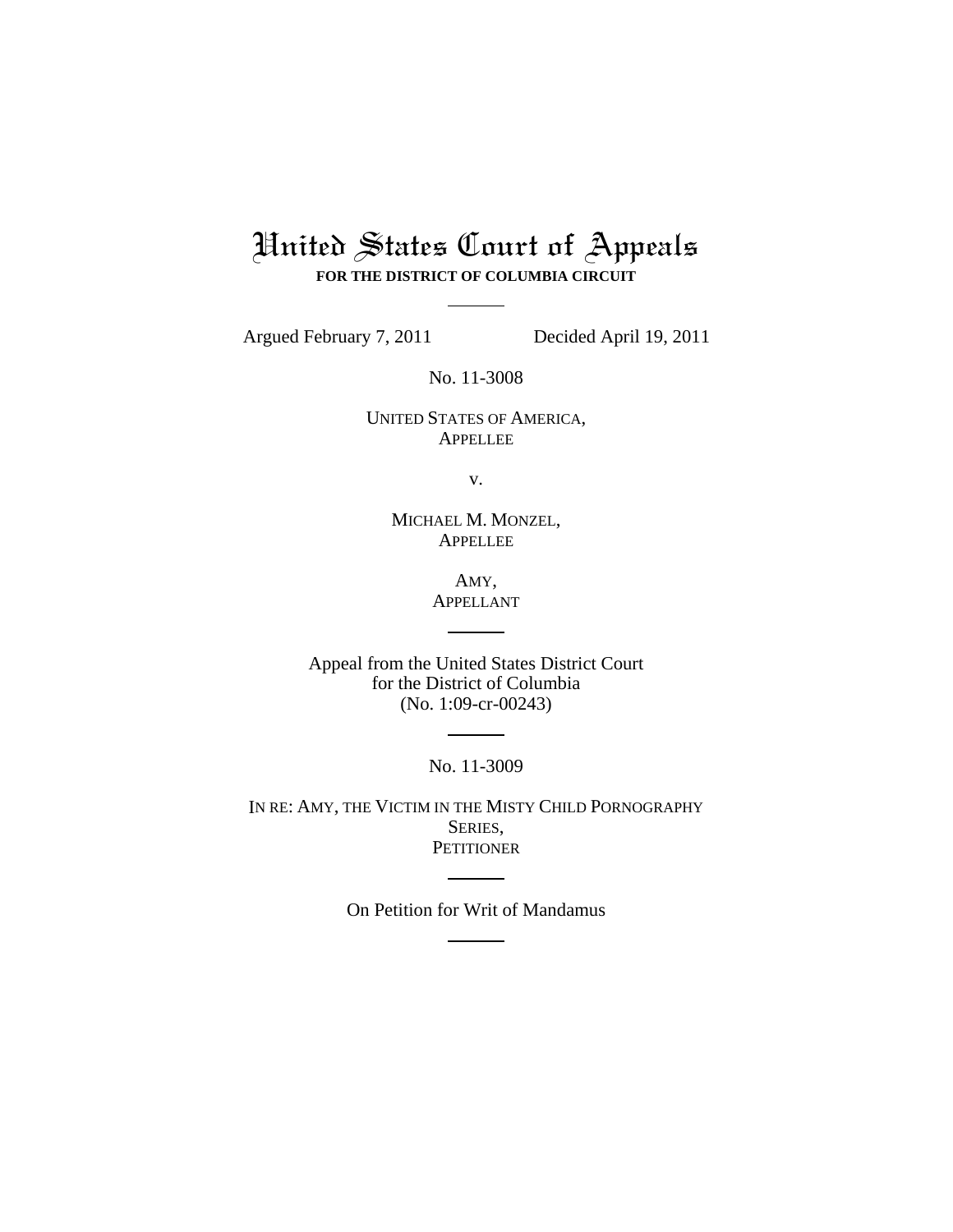# United States Court of Appeals

**FOR THE DISTRICT OF COLUMBIA CIRCUIT**

Argued February 7, 2011 Decided April 19, 2011

No. 11-3008

UNITED STATES OF AMERICA,
APPELLEE

v.

MICHAEL M. MONZEL,
APPELLEE

AMY,
APPELLANT

Appeal from the United States District Court
for the District of Columbia
(No. 1:09-cr-00243)

No. 11-3009

IN RE: AMY, THE VICTIM IN THE MISTY CHILD PORNOGRAPHY SERIES,
PETITIONER

On Petition for Writ of Mandamus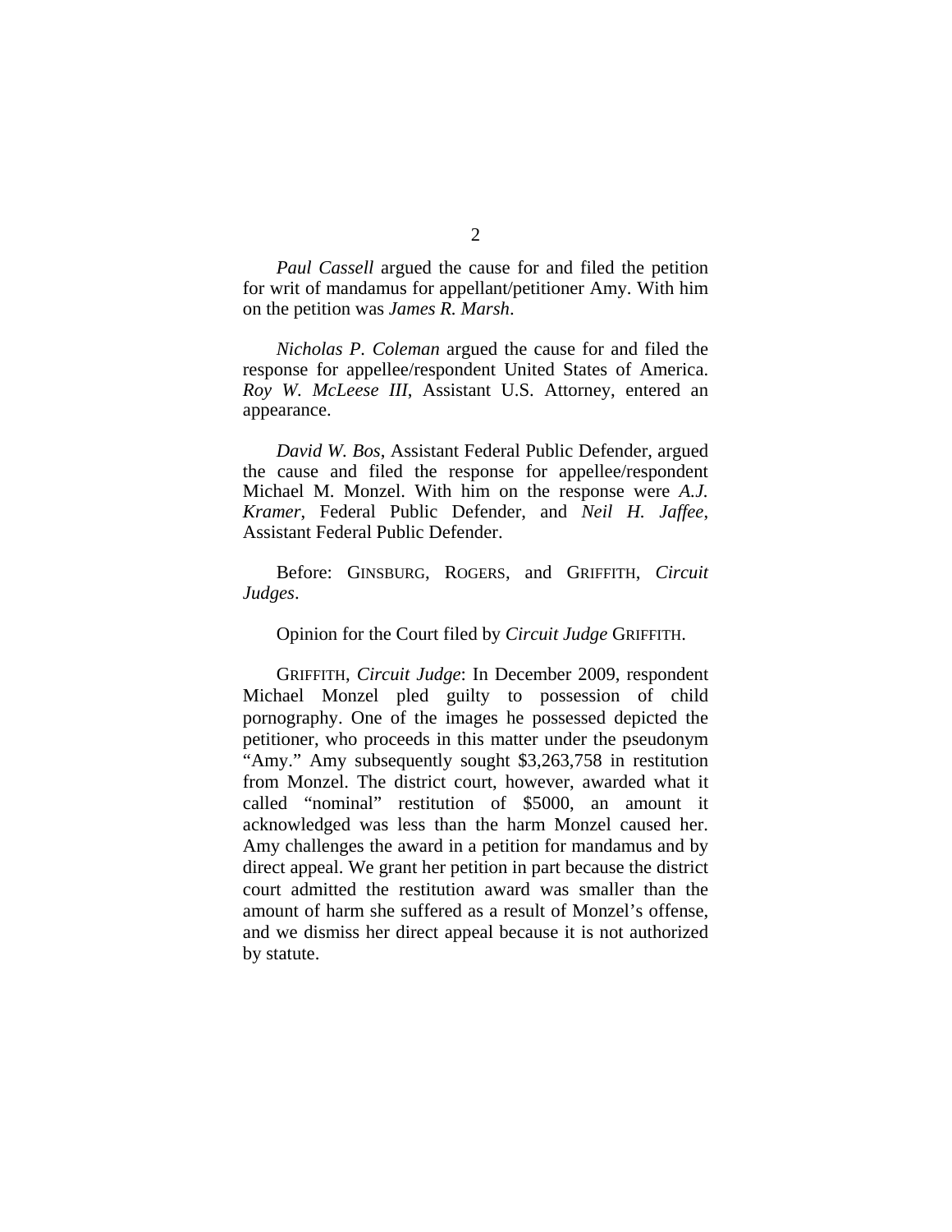*Paul Cassell* argued the cause for and filed the petition for writ of mandamus for appellant/petitioner Amy. With him on the petition was *James R. Marsh*.

*Nicholas P. Coleman* argued the cause for and filed the response for appellee/respondent United States of America. *Roy W. McLeese III*, Assistant U.S. Attorney, entered an appearance.

*David W. Bos*, Assistant Federal Public Defender, argued the cause and filed the response for appellee/respondent Michael M. Monzel. With him on the response were *A.J. Kramer*, Federal Public Defender, and *Neil H. Jaffee*, Assistant Federal Public Defender.

Before: GINSBURG, ROGERS, and GRIFFITH, *Circuit Judges*.

Opinion for the Court filed by *Circuit Judge* GRIFFITH.

GRIFFITH, *Circuit Judge*: In December 2009, respondent Michael Monzel pled guilty to possession of child pornography. One of the images he possessed depicted the petitioner, who proceeds in this matter under the pseudonym "Amy." Amy subsequently sought $3,263,758 in restitution from Monzel. The district court, however, awarded what it called "nominal" restitution of $5000, an amount it acknowledged was less than the harm Monzel caused her. Amy challenges the award in a petition for mandamus and by direct appeal. We grant her petition in part because the district court admitted the restitution award was smaller than the amount of harm she suffered as a result of Monzel's offense, and we dismiss her direct appeal because it is not authorized by statute.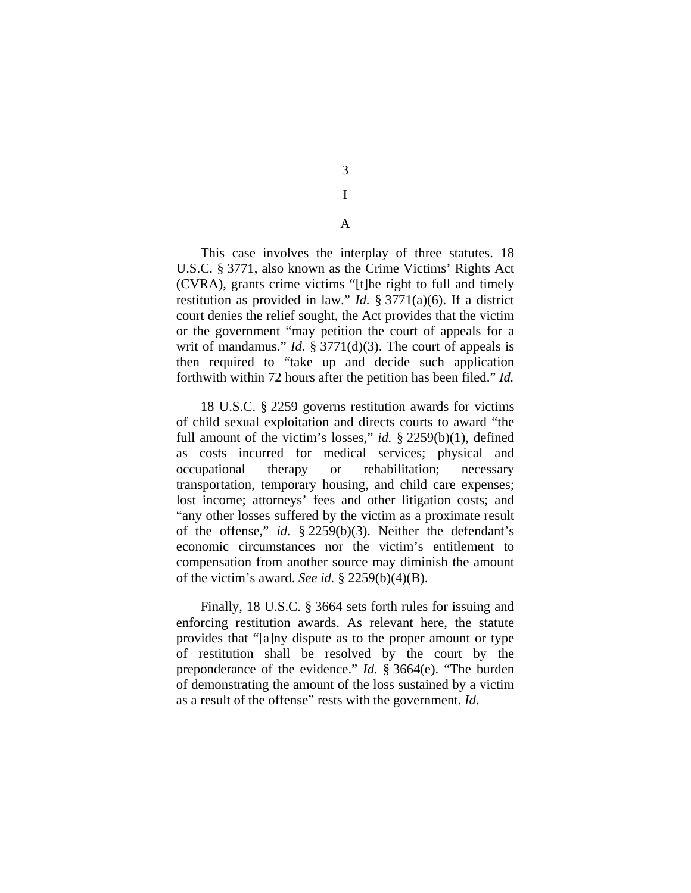# I

## A

This case involves the interplay of three statutes. 18 U.S.C. § 3771, also known as the Crime Victims' Rights Act (CVRA), grants crime victims "[t]he right to full and timely restitution as provided in law." *Id.* § 3771(a)(6). If a district court denies the relief sought, the Act provides that the victim or the government "may petition the court of appeals for a writ of mandamus." *Id.* § 3771(d)(3). The court of appeals is then required to "take up and decide such application forthwith within 72 hours after the petition has been filed." *Id.*

18 U.S.C. § 2259 governs restitution awards for victims of child sexual exploitation and directs courts to award "the full amount of the victim's losses," *id.* § 2259(b)(1), defined as costs incurred for medical services; physical and occupational therapy or rehabilitation; necessary transportation, temporary housing, and child care expenses; lost income; attorneys' fees and other litigation costs; and "any other losses suffered by the victim as a proximate result of the offense," *id.* § 2259(b)(3). Neither the defendant's economic circumstances nor the victim's entitlement to compensation from another source may diminish the amount of the victim's award. *See id.* § 2259(b)(4)(B).

Finally, 18 U.S.C. § 3664 sets forth rules for issuing and enforcing restitution awards. As relevant here, the statute provides that "[a]ny dispute as to the proper amount or type of restitution shall be resolved by the court by the preponderance of the evidence." *Id.* § 3664(e). "The burden of demonstrating the amount of the loss sustained by a victim as a result of the offense" rests with the government. *Id.*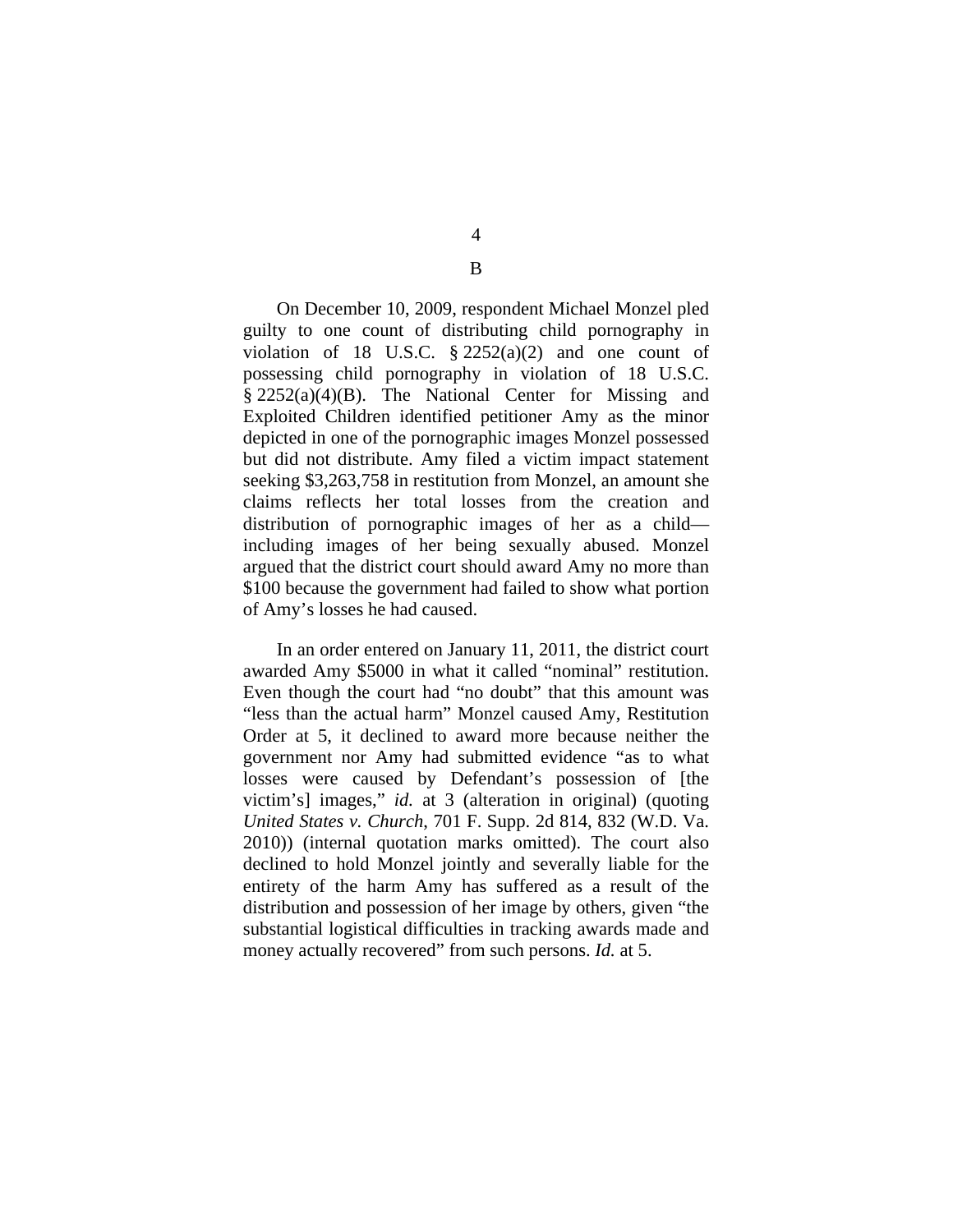## B

On December 10, 2009, respondent Michael Monzel pled guilty to one count of distributing child pornography in violation of 18 U.S.C. § 2252(a)(2) and one count of possessing child pornography in violation of 18 U.S.C. § 2252(a)(4)(B). The National Center for Missing and Exploited Children identified petitioner Amy as the minor depicted in one of the pornographic images Monzel possessed but did not distribute. Amy filed a victim impact statement seeking $3,263,758 in restitution from Monzel, an amount she claims reflects her total losses from the creation and distribution of pornographic images of her as a child—including images of her being sexually abused. Monzel argued that the district court should award Amy no more than $100 because the government had failed to show what portion of Amy's losses he had caused.

In an order entered on January 11, 2011, the district court awarded Amy $5000 in what it called "nominal" restitution. Even though the court had "no doubt" that this amount was "less than the actual harm" Monzel caused Amy, Restitution Order at 5, it declined to award more because neither the government nor Amy had submitted evidence "as to what losses were caused by Defendant's possession of [the victim's] images," *id.* at 3 (alteration in original) (quoting *United States v. Church*, 701 F. Supp. 2d 814, 832 (W.D. Va. 2010)) (internal quotation marks omitted). The court also declined to hold Monzel jointly and severally liable for the entirety of the harm Amy has suffered as a result of the distribution and possession of her image by others, given "the substantial logistical difficulties in tracking awards made and money actually recovered" from such persons. *Id.* at 5.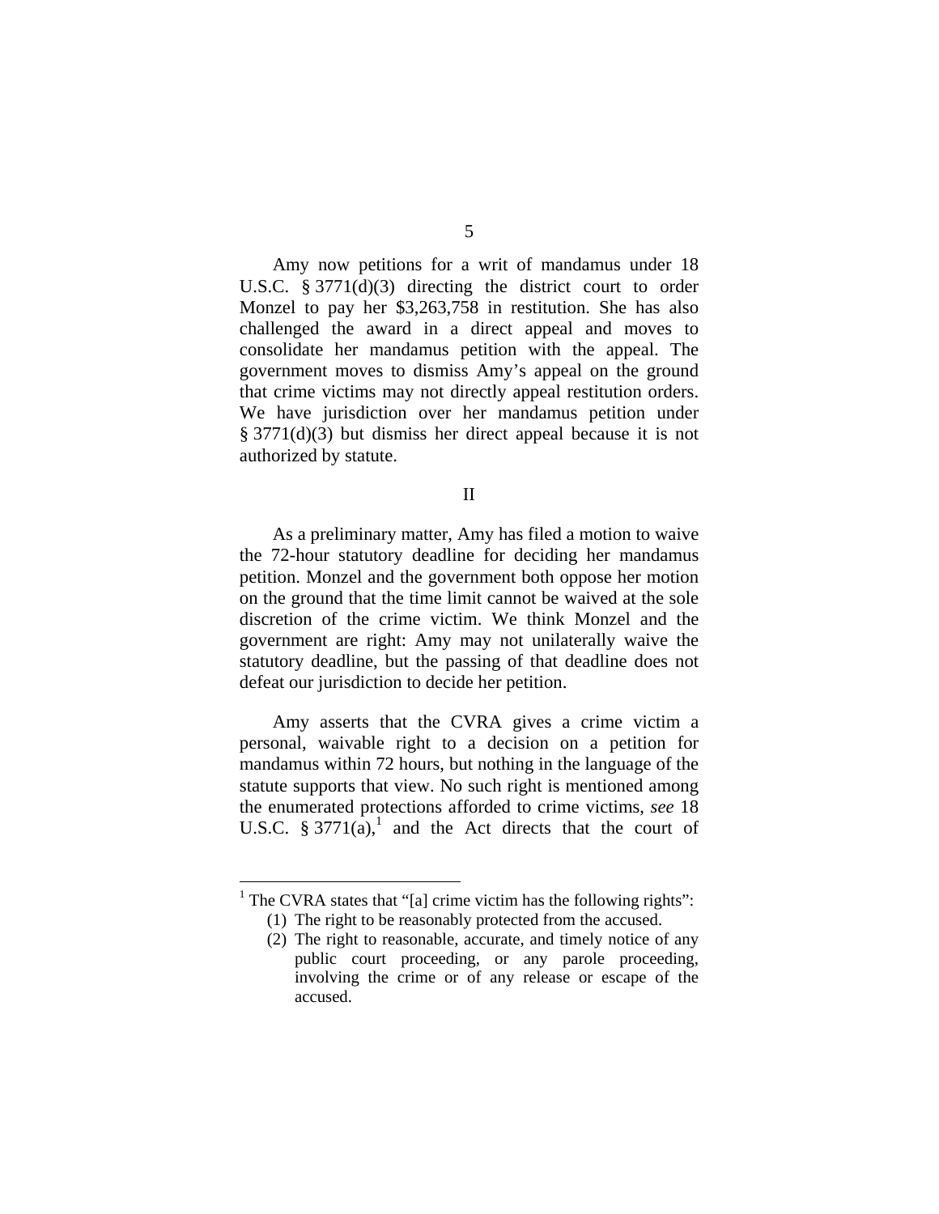Amy now petitions for a writ of mandamus under 18 U.S.C. § 3771(d)(3) directing the district court to order Monzel to pay her $3,263,758 in restitution. She has also challenged the award in a direct appeal and moves to consolidate her mandamus petition with the appeal. The government moves to dismiss Amy's appeal on the ground that crime victims may not directly appeal restitution orders. We have jurisdiction over her mandamus petition under § 3771(d)(3) but dismiss her direct appeal because it is not authorized by statute.

## II

As a preliminary matter, Amy has filed a motion to waive the 72-hour statutory deadline for deciding her mandamus petition. Monzel and the government both oppose her motion on the ground that the time limit cannot be waived at the sole discretion of the crime victim. We think Monzel and the government are right: Amy may not unilaterally waive the statutory deadline, but the passing of that deadline does not defeat our jurisdiction to decide her petition.

Amy asserts that the CVRA gives a crime victim a personal, waivable right to a decision on a petition for mandamus within 72 hours, but nothing in the language of the statute supports that view. No such right is mentioned among the enumerated protections afforded to crime victims, *see* 18 U.S.C. § 3771(a),[1] and the Act directs that the court of

---

[1] The CVRA states that "[a] crime victim has the following rights":

(1) The right to be reasonably protected from the accused.

(2) The right to reasonable, accurate, and timely notice of any public court proceeding, or any parole proceeding, involving the crime or of any release or escape of the accused.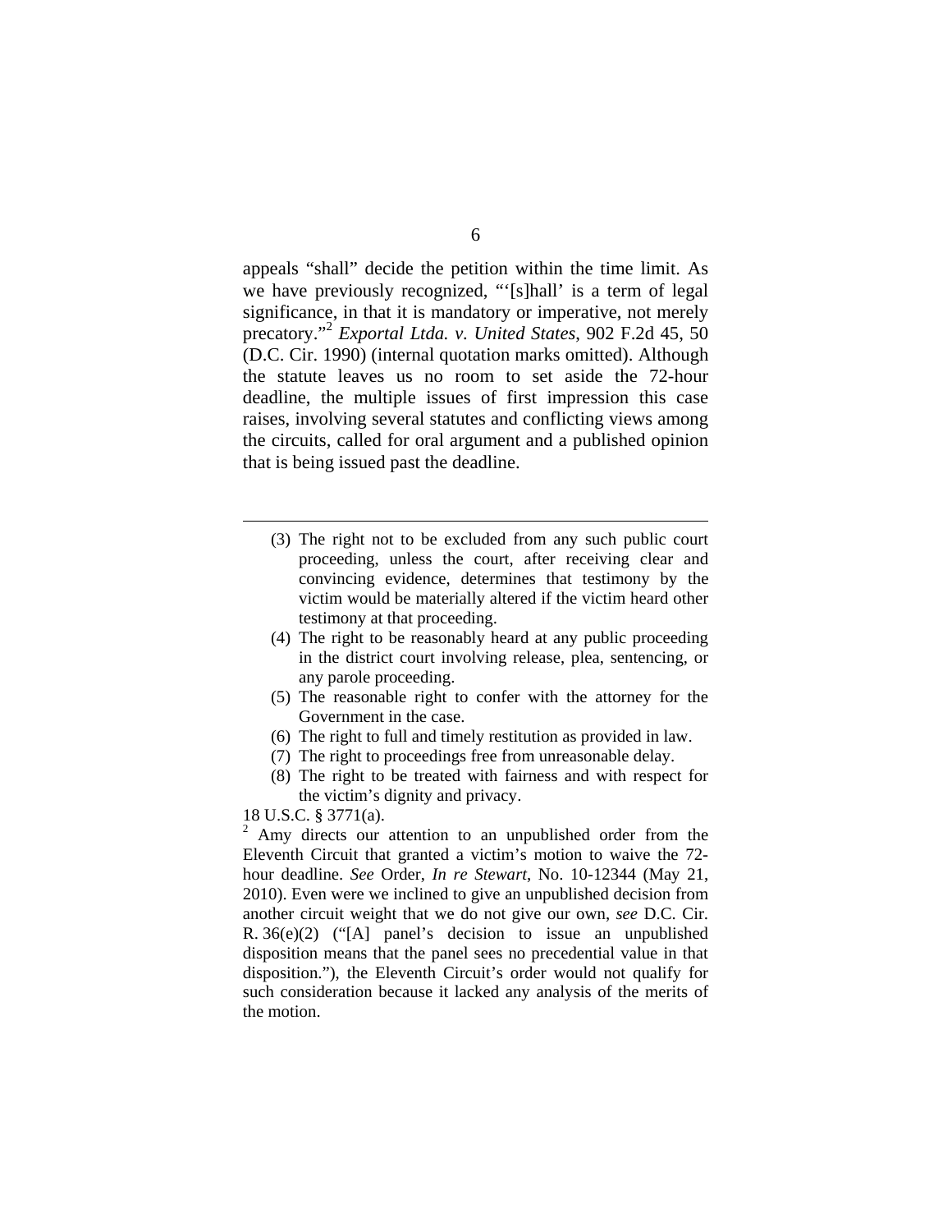appeals "shall" decide the petition within the time limit. As we have previously recognized, "'[s]hall' is a term of legal significance, in that it is mandatory or imperative, not merely precatory."[2] *Exportal Ltda. v. United States*, 902 F.2d 45, 50 (D.C. Cir. 1990) (internal quotation marks omitted). Although the statute leaves us no room to set aside the 72-hour deadline, the multiple issues of first impression this case raises, involving several statutes and conflicting views among the circuits, called for oral argument and a published opinion that is being issued past the deadline.

---

(3) The right not to be excluded from any such public court proceeding, unless the court, after receiving clear and convincing evidence, determines that testimony by the victim would be materially altered if the victim heard other testimony at that proceeding.

(4) The right to be reasonably heard at any public proceeding in the district court involving release, plea, sentencing, or any parole proceeding.

(5) The reasonable right to confer with the attorney for the Government in the case.

(6) The right to full and timely restitution as provided in law.

(7) The right to proceedings free from unreasonable delay.

(8) The right to be treated with fairness and with respect for the victim's dignity and privacy.

18 U.S.C. § 3771(a).

[2] Amy directs our attention to an unpublished order from the Eleventh Circuit that granted a victim's motion to waive the 72-hour deadline. *See* Order, *In re Stewart*, No. 10-12344 (May 21, 2010). Even were we inclined to give an unpublished decision from another circuit weight that we do not give our own, *see* D.C. Cir. R. 36(e)(2) ("[A] panel's decision to issue an unpublished disposition means that the panel sees no precedential value in that disposition."), the Eleventh Circuit's order would not qualify for such consideration because it lacked any analysis of the merits of the motion.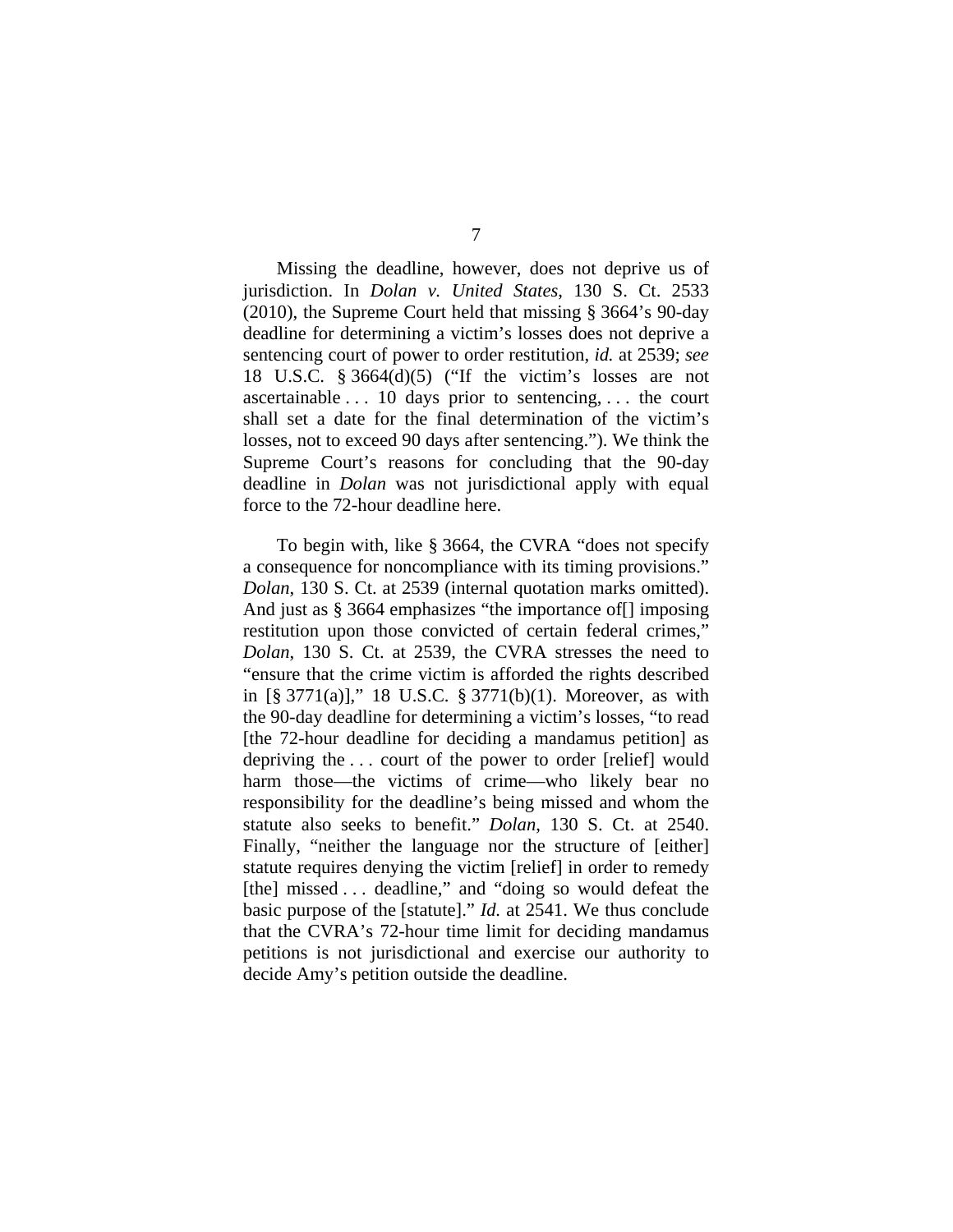Missing the deadline, however, does not deprive us of jurisdiction. In *Dolan v. United States*, 130 S. Ct. 2533 (2010), the Supreme Court held that missing § 3664's 90-day deadline for determining a victim's losses does not deprive a sentencing court of power to order restitution, *id.* at 2539; *see* 18 U.S.C. § 3664(d)(5) ("If the victim's losses are not ascertainable . . . 10 days prior to sentencing, . . . the court shall set a date for the final determination of the victim's losses, not to exceed 90 days after sentencing."). We think the Supreme Court's reasons for concluding that the 90-day deadline in *Dolan* was not jurisdictional apply with equal force to the 72-hour deadline here.

To begin with, like § 3664, the CVRA "does not specify a consequence for noncompliance with its timing provisions." *Dolan*, 130 S. Ct. at 2539 (internal quotation marks omitted). And just as § 3664 emphasizes "the importance of[] imposing restitution upon those convicted of certain federal crimes," *Dolan*, 130 S. Ct. at 2539, the CVRA stresses the need to "ensure that the crime victim is afforded the rights described in [§ 3771(a)]," 18 U.S.C. § 3771(b)(1). Moreover, as with the 90-day deadline for determining a victim's losses, "to read [the 72-hour deadline for deciding a mandamus petition] as depriving the . . . court of the power to order [relief] would harm those—the victims of crime—who likely bear no responsibility for the deadline's being missed and whom the statute also seeks to benefit." *Dolan*, 130 S. Ct. at 2540. Finally, "neither the language nor the structure of [either] statute requires denying the victim [relief] in order to remedy [the] missed . . . deadline," and "doing so would defeat the basic purpose of the [statute]." *Id.* at 2541. We thus conclude that the CVRA's 72-hour time limit for deciding mandamus petitions is not jurisdictional and exercise our authority to decide Amy's petition outside the deadline.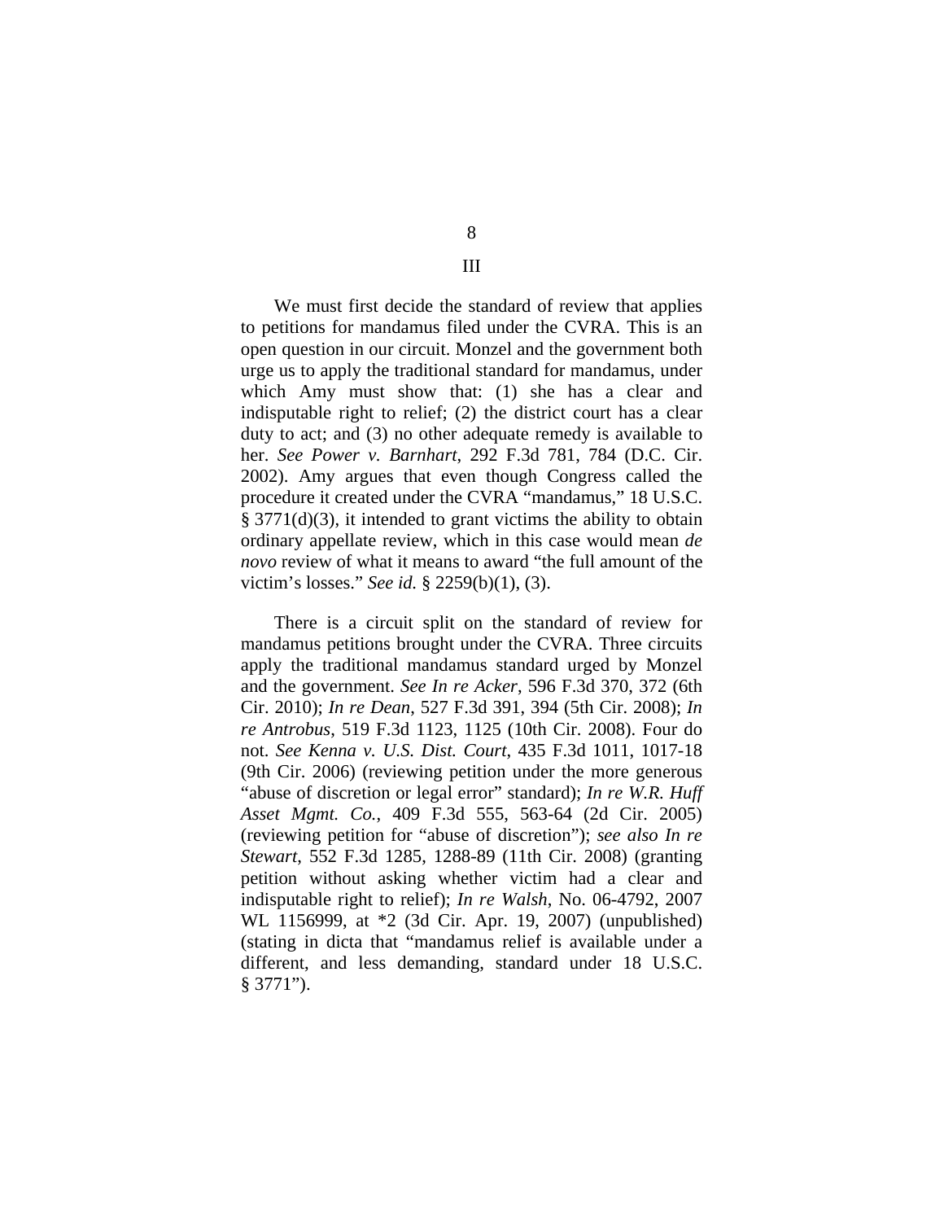# III

We must first decide the standard of review that applies to petitions for mandamus filed under the CVRA. This is an open question in our circuit. Monzel and the government both urge us to apply the traditional standard for mandamus, under which Amy must show that: (1) she has a clear and indisputable right to relief; (2) the district court has a clear duty to act; and (3) no other adequate remedy is available to her. *See Power v. Barnhart*, 292 F.3d 781, 784 (D.C. Cir. 2002). Amy argues that even though Congress called the procedure it created under the CVRA "mandamus," 18 U.S.C. § 3771(d)(3), it intended to grant victims the ability to obtain ordinary appellate review, which in this case would mean *de novo* review of what it means to award "the full amount of the victim's losses." *See id.* § 2259(b)(1), (3).

There is a circuit split on the standard of review for mandamus petitions brought under the CVRA. Three circuits apply the traditional mandamus standard urged by Monzel and the government. *See In re Acker*, 596 F.3d 370, 372 (6th Cir. 2010); *In re Dean*, 527 F.3d 391, 394 (5th Cir. 2008); *In re Antrobus*, 519 F.3d 1123, 1125 (10th Cir. 2008). Four do not. *See Kenna v. U.S. Dist. Court*, 435 F.3d 1011, 1017-18 (9th Cir. 2006) (reviewing petition under the more generous "abuse of discretion or legal error" standard); *In re W.R. Huff Asset Mgmt. Co.*, 409 F.3d 555, 563-64 (2d Cir. 2005) (reviewing petition for "abuse of discretion"); *see also In re Stewart*, 552 F.3d 1285, 1288-89 (11th Cir. 2008) (granting petition without asking whether victim had a clear and indisputable right to relief); *In re Walsh*, No. 06-4792, 2007 WL 1156999, at *2 (3d Cir. Apr. 19, 2007) (unpublished) (stating in dicta that "mandamus relief is available under a different, and less demanding, standard under 18 U.S.C. § 3771").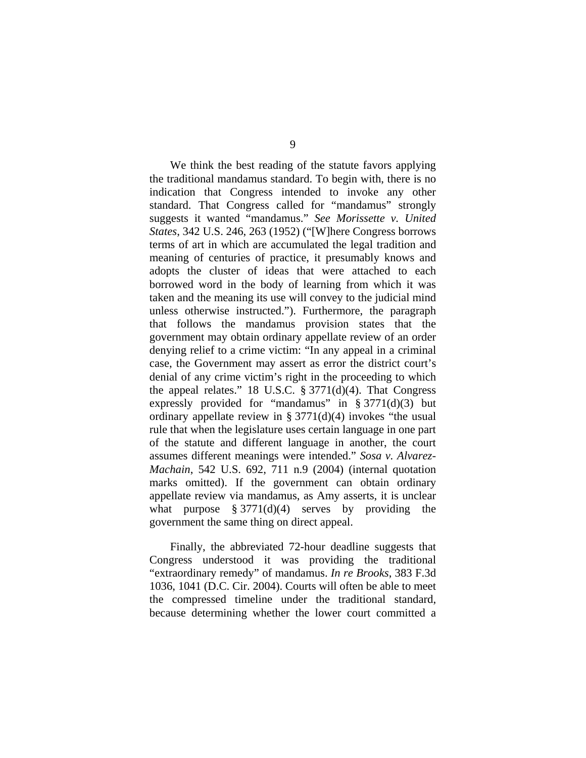We think the best reading of the statute favors applying the traditional mandamus standard. To begin with, there is no indication that Congress intended to invoke any other standard. That Congress called for "mandamus" strongly suggests it wanted "mandamus." *See Morissette v. United States*, 342 U.S. 246, 263 (1952) ("[W]here Congress borrows terms of art in which are accumulated the legal tradition and meaning of centuries of practice, it presumably knows and adopts the cluster of ideas that were attached to each borrowed word in the body of learning from which it was taken and the meaning its use will convey to the judicial mind unless otherwise instructed."). Furthermore, the paragraph that follows the mandamus provision states that the government may obtain ordinary appellate review of an order denying relief to a crime victim: "In any appeal in a criminal case, the Government may assert as error the district court's denial of any crime victim's right in the proceeding to which the appeal relates." 18 U.S.C. § 3771(d)(4). That Congress expressly provided for "mandamus" in § 3771(d)(3) but ordinary appellate review in § 3771(d)(4) invokes "the usual rule that when the legislature uses certain language in one part of the statute and different language in another, the court assumes different meanings were intended." *Sosa v. Alvarez-Machain*, 542 U.S. 692, 711 n.9 (2004) (internal quotation marks omitted). If the government can obtain ordinary appellate review via mandamus, as Amy asserts, it is unclear what purpose § 3771(d)(4) serves by providing the government the same thing on direct appeal.

Finally, the abbreviated 72-hour deadline suggests that Congress understood it was providing the traditional "extraordinary remedy" of mandamus. *In re Brooks*, 383 F.3d 1036, 1041 (D.C. Cir. 2004). Courts will often be able to meet the compressed timeline under the traditional standard, because determining whether the lower court committed a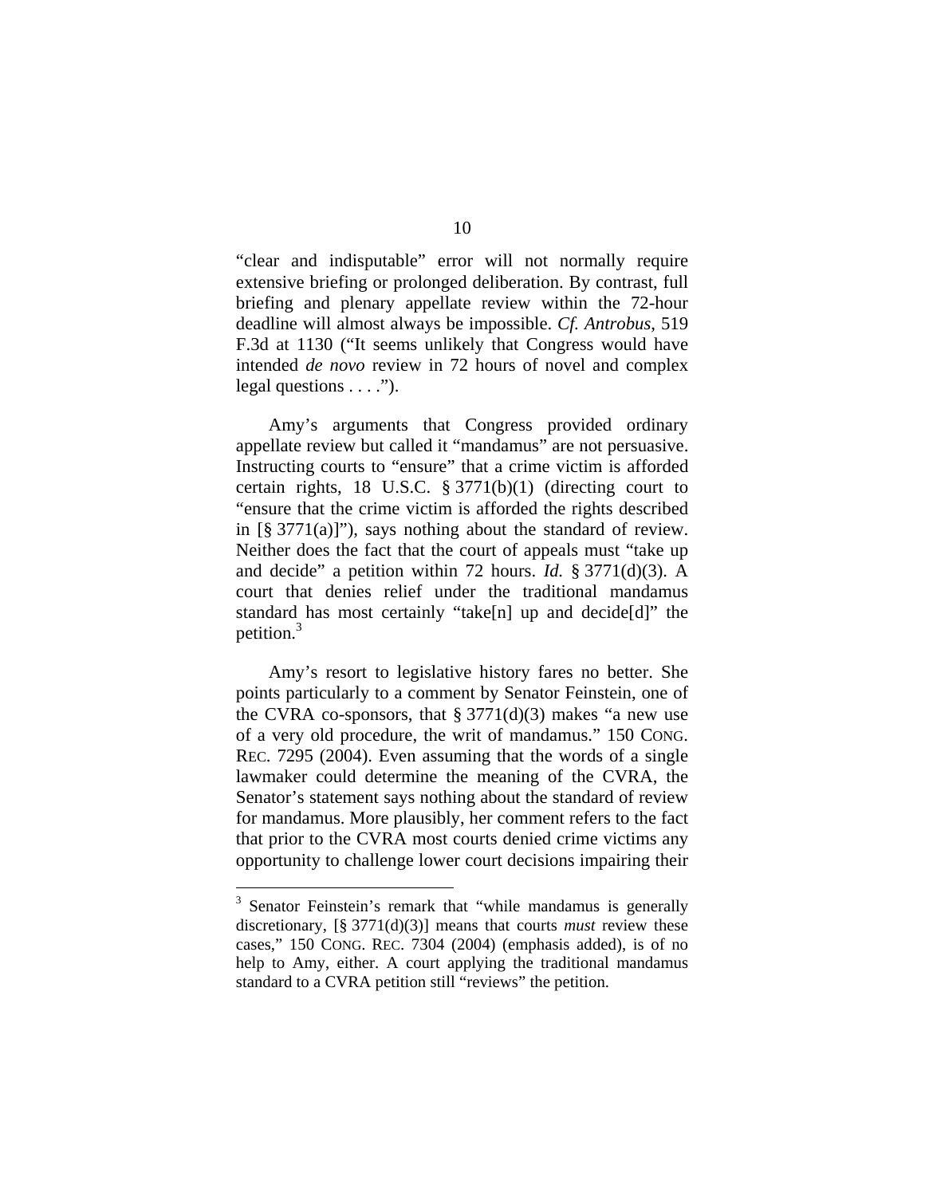"clear and indisputable" error will not normally require extensive briefing or prolonged deliberation. By contrast, full briefing and plenary appellate review within the 72-hour deadline will almost always be impossible. *Cf. Antrobus*, 519 F.3d at 1130 ("It seems unlikely that Congress would have intended *de novo* review in 72 hours of novel and complex legal questions . . . .").

Amy's arguments that Congress provided ordinary appellate review but called it "mandamus" are not persuasive. Instructing courts to "ensure" that a crime victim is afforded certain rights, 18 U.S.C. § 3771(b)(1) (directing court to "ensure that the crime victim is afforded the rights described in [§ 3771(a)]"), says nothing about the standard of review. Neither does the fact that the court of appeals must "take up and decide" a petition within 72 hours. *Id.* § 3771(d)(3). A court that denies relief under the traditional mandamus standard has most certainly "take[n] up and decide[d]" the petition.[3]

Amy's resort to legislative history fares no better. She points particularly to a comment by Senator Feinstein, one of the CVRA co-sponsors, that § 3771(d)(3) makes "a new use of a very old procedure, the writ of mandamus." 150 CONG. REC. 7295 (2004). Even assuming that the words of a single lawmaker could determine the meaning of the CVRA, the Senator's statement says nothing about the standard of review for mandamus. More plausibly, her comment refers to the fact that prior to the CVRA most courts denied crime victims any opportunity to challenge lower court decisions impairing their

[3] Senator Feinstein's remark that "while mandamus is generally discretionary, [§ 3771(d)(3)] means that courts *must* review these cases," 150 CONG. REC. 7304 (2004) (emphasis added), is of no help to Amy, either. A court applying the traditional mandamus standard to a CVRA petition still "reviews" the petition.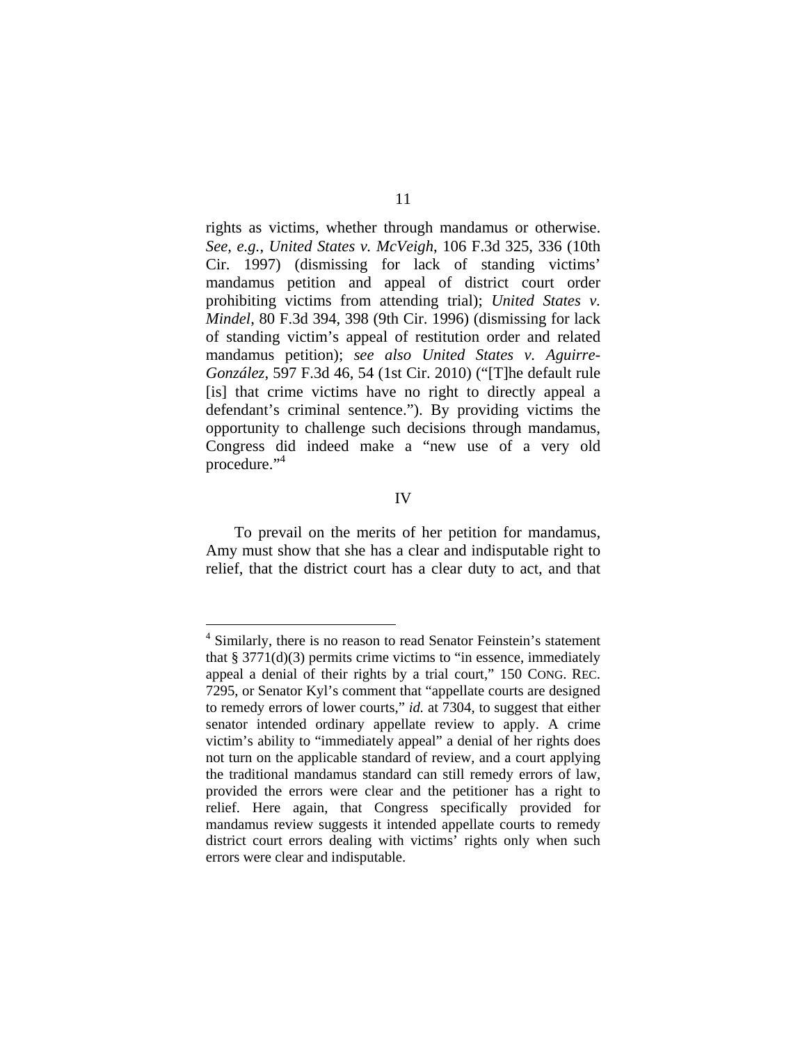rights as victims, whether through mandamus or otherwise. *See, e.g.*, *United States v. McVeigh*, 106 F.3d 325, 336 (10th Cir. 1997) (dismissing for lack of standing victims' mandamus petition and appeal of district court order prohibiting victims from attending trial); *United States v. Mindel*, 80 F.3d 394, 398 (9th Cir. 1996) (dismissing for lack of standing victim's appeal of restitution order and related mandamus petition); *see also United States v. Aguirre-González*, 597 F.3d 46, 54 (1st Cir. 2010) ("[T]he default rule [is] that crime victims have no right to directly appeal a defendant's criminal sentence."). By providing victims the opportunity to challenge such decisions through mandamus, Congress did indeed make a "new use of a very old procedure."[4]

## IV

To prevail on the merits of her petition for mandamus, Amy must show that she has a clear and indisputable right to relief, that the district court has a clear duty to act, and that

---

[4] Similarly, there is no reason to read Senator Feinstein's statement that § 3771(d)(3) permits crime victims to "in essence, immediately appeal a denial of their rights by a trial court," 150 CONG. REC. 7295, or Senator Kyl's comment that "appellate courts are designed to remedy errors of lower courts," *id.* at 7304, to suggest that either senator intended ordinary appellate review to apply. A crime victim's ability to "immediately appeal" a denial of her rights does not turn on the applicable standard of review, and a court applying the traditional mandamus standard can still remedy errors of law, provided the errors were clear and the petitioner has a right to relief. Here again, that Congress specifically provided for mandamus review suggests it intended appellate courts to remedy district court errors dealing with victims' rights only when such errors were clear and indisputable.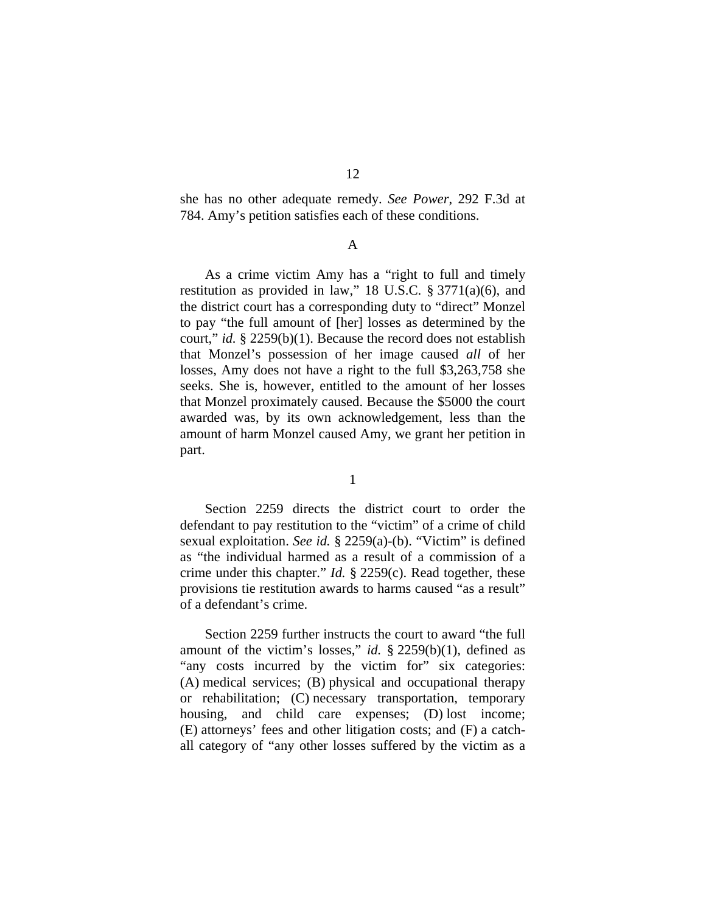she has no other adequate remedy. *See Power*, 292 F.3d at 784. Amy's petition satisfies each of these conditions.

A

As a crime victim Amy has a "right to full and timely restitution as provided in law," 18 U.S.C. § 3771(a)(6), and the district court has a corresponding duty to "direct" Monzel to pay "the full amount of [her] losses as determined by the court," *id.* § 2259(b)(1). Because the record does not establish that Monzel's possession of her image caused *all* of her losses, Amy does not have a right to the full $3,263,758 she seeks. She is, however, entitled to the amount of her losses that Monzel proximately caused. Because the $5000 the court awarded was, by its own acknowledgement, less than the amount of harm Monzel caused Amy, we grant her petition in part.

1

Section 2259 directs the district court to order the defendant to pay restitution to the "victim" of a crime of child sexual exploitation. *See id.* § 2259(a)-(b). "Victim" is defined as "the individual harmed as a result of a commission of a crime under this chapter." *Id.* § 2259(c). Read together, these provisions tie restitution awards to harms caused "as a result" of a defendant's crime.

Section 2259 further instructs the court to award "the full amount of the victim's losses," *id.* § 2259(b)(1), defined as "any costs incurred by the victim for" six categories: (A) medical services; (B) physical and occupational therapy or rehabilitation; (C) necessary transportation, temporary housing, and child care expenses; (D) lost income; (E) attorneys' fees and other litigation costs; and (F) a catch-all category of "any other losses suffered by the victim as a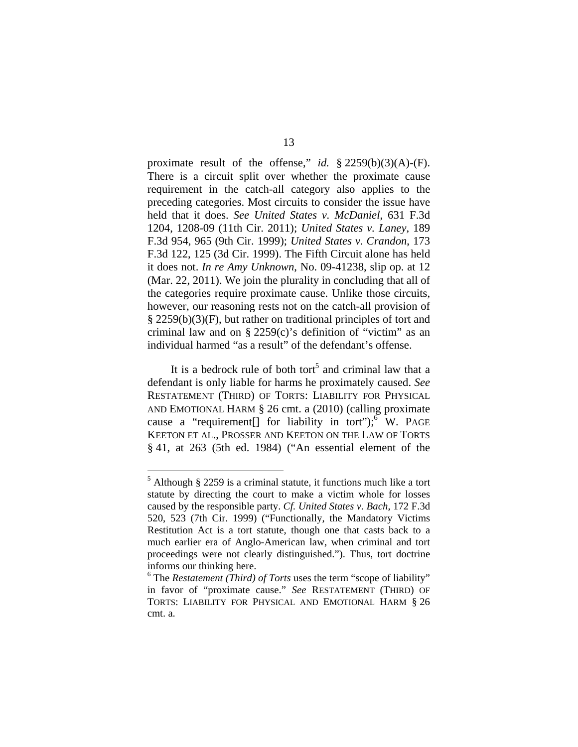proximate result of the offense," *id.* § 2259(b)(3)(A)-(F). There is a circuit split over whether the proximate cause requirement in the catch-all category also applies to the preceding categories. Most circuits to consider the issue have held that it does. *See United States v. McDaniel*, 631 F.3d 1204, 1208-09 (11th Cir. 2011); *United States v. Laney*, 189 F.3d 954, 965 (9th Cir. 1999); *United States v. Crandon*, 173 F.3d 122, 125 (3d Cir. 1999). The Fifth Circuit alone has held it does not. *In re Amy Unknown*, No. 09-41238, slip op. at 12 (Mar. 22, 2011). We join the plurality in concluding that all of the categories require proximate cause. Unlike those circuits, however, our reasoning rests not on the catch-all provision of § 2259(b)(3)(F), but rather on traditional principles of tort and criminal law and on § 2259(c)'s definition of "victim" as an individual harmed "as a result" of the defendant's offense.

It is a bedrock rule of both tort[5] and criminal law that a defendant is only liable for harms he proximately caused. *See* RESTATEMENT (THIRD) OF TORTS: LIABILITY FOR PHYSICAL AND EMOTIONAL HARM § 26 cmt. a (2010) (calling proximate cause a "requirement[] for liability in tort");[6] W. PAGE KEETON ET AL., PROSSER AND KEETON ON THE LAW OF TORTS § 41, at 263 (5th ed. 1984) ("An essential element of the

---

[5] Although § 2259 is a criminal statute, it functions much like a tort statute by directing the court to make a victim whole for losses caused by the responsible party. *Cf. United States v. Bach*, 172 F.3d 520, 523 (7th Cir. 1999) ("Functionally, the Mandatory Victims Restitution Act is a tort statute, though one that casts back to a much earlier era of Anglo-American law, when criminal and tort proceedings were not clearly distinguished."). Thus, tort doctrine informs our thinking here.

[6] The *Restatement (Third) of Torts* uses the term "scope of liability" in favor of "proximate cause." *See* RESTATEMENT (THIRD) OF TORTS: LIABILITY FOR PHYSICAL AND EMOTIONAL HARM § 26 cmt. a.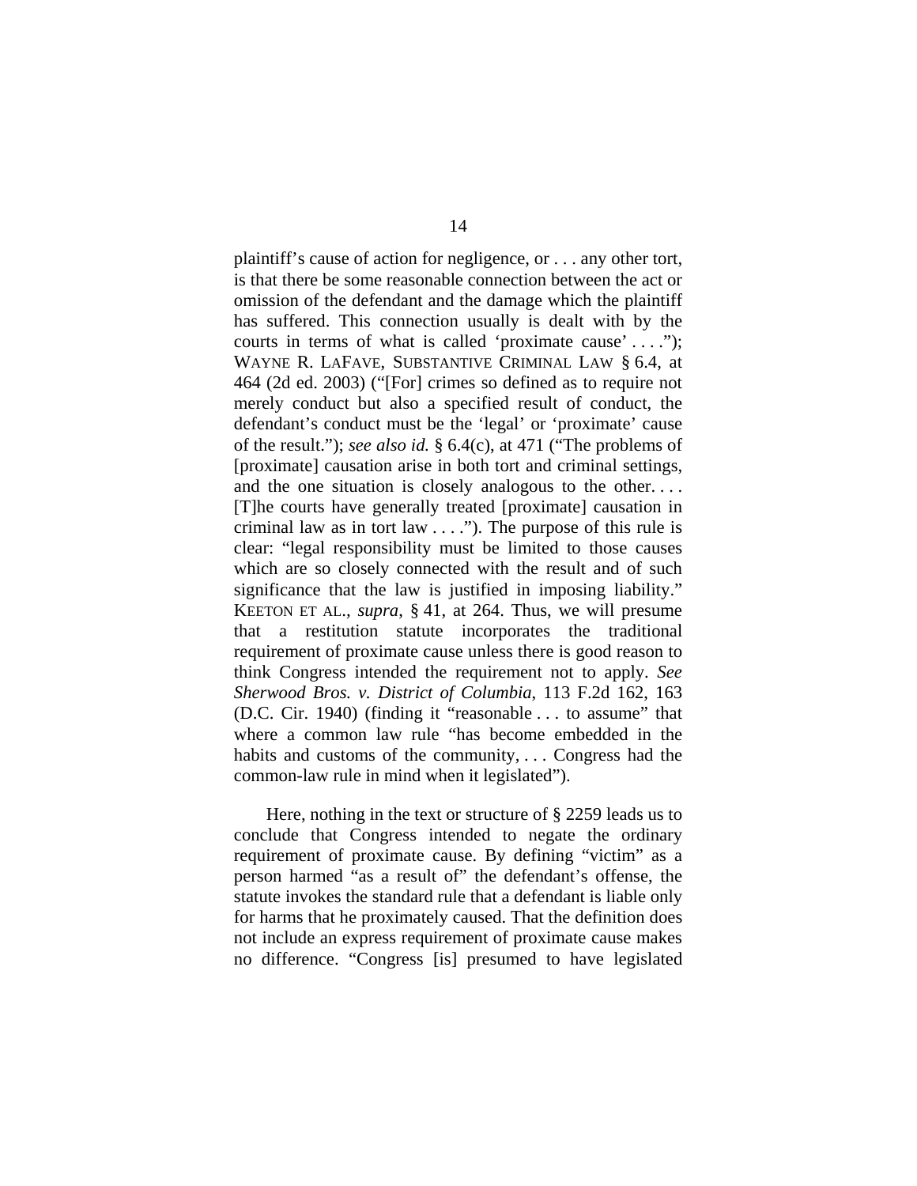plaintiff's cause of action for negligence, or . . . any other tort, is that there be some reasonable connection between the act or omission of the defendant and the damage which the plaintiff has suffered. This connection usually is dealt with by the courts in terms of what is called 'proximate cause' . . . ."); WAYNE R. LAFAVE, SUBSTANTIVE CRIMINAL LAW § 6.4, at 464 (2d ed. 2003) ("[For] crimes so defined as to require not merely conduct but also a specified result of conduct, the defendant's conduct must be the 'legal' or 'proximate' cause of the result."); *see also id.* § 6.4(c), at 471 ("The problems of [proximate] causation arise in both tort and criminal settings, and the one situation is closely analogous to the other. . . . [T]he courts have generally treated [proximate] causation in criminal law as in tort law . . . ."). The purpose of this rule is clear: "legal responsibility must be limited to those causes which are so closely connected with the result and of such significance that the law is justified in imposing liability." KEETON ET AL., *supra*, § 41, at 264. Thus, we will presume that a restitution statute incorporates the traditional requirement of proximate cause unless there is good reason to think Congress intended the requirement not to apply. *See Sherwood Bros. v. District of Columbia*, 113 F.2d 162, 163 (D.C. Cir. 1940) (finding it "reasonable . . . to assume" that where a common law rule "has become embedded in the habits and customs of the community, . . . Congress had the common-law rule in mind when it legislated").

Here, nothing in the text or structure of § 2259 leads us to conclude that Congress intended to negate the ordinary requirement of proximate cause. By defining "victim" as a person harmed "as a result of" the defendant's offense, the statute invokes the standard rule that a defendant is liable only for harms that he proximately caused. That the definition does not include an express requirement of proximate cause makes no difference. "Congress [is] presumed to have legislated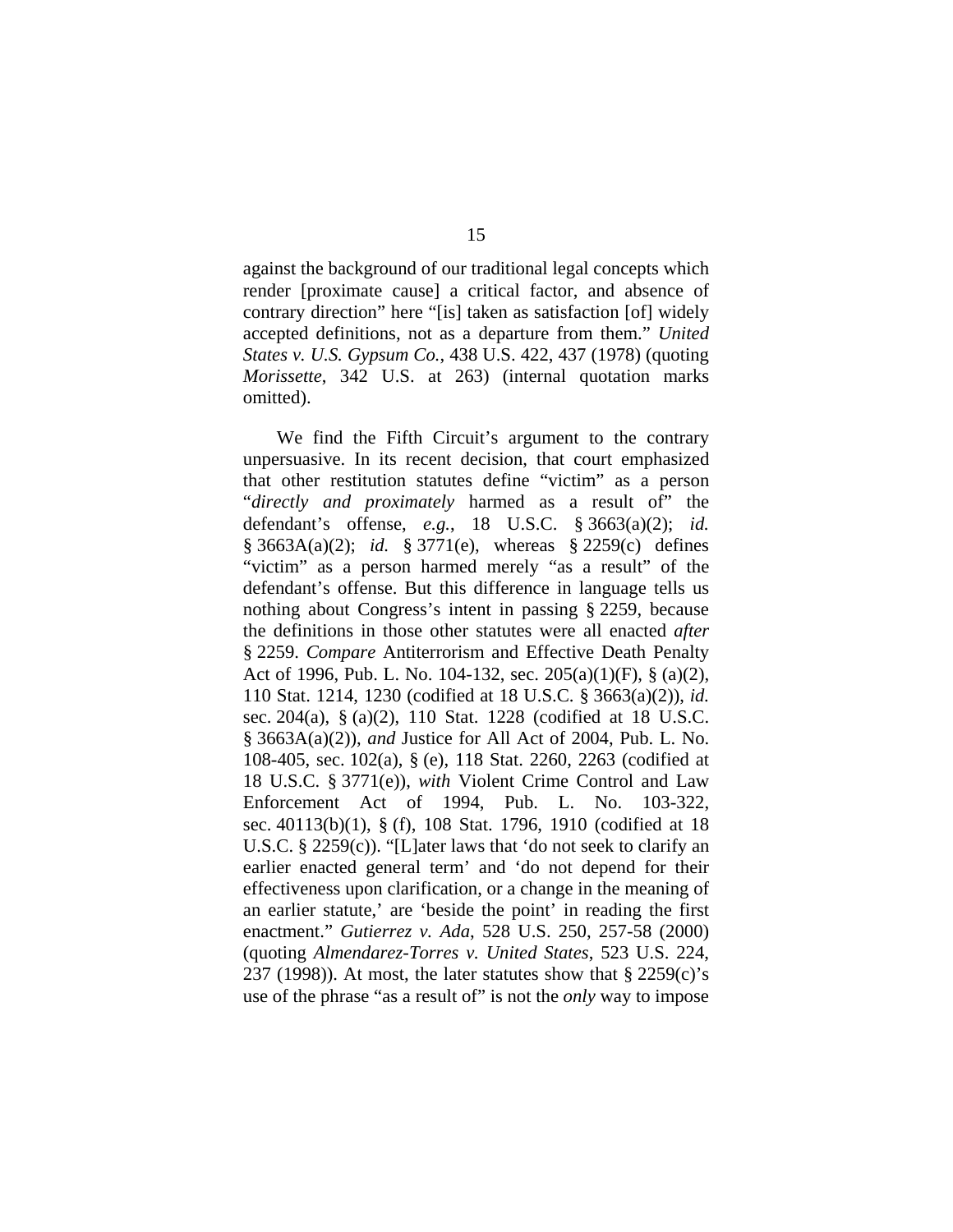against the background of our traditional legal concepts which render [proximate cause] a critical factor, and absence of contrary direction" here "[is] taken as satisfaction [of] widely accepted definitions, not as a departure from them." *United States v. U.S. Gypsum Co.*, 438 U.S. 422, 437 (1978) (quoting *Morissette*, 342 U.S. at 263) (internal quotation marks omitted).

We find the Fifth Circuit's argument to the contrary unpersuasive. In its recent decision, that court emphasized that other restitution statutes define "victim" as a person "*directly and proximately* harmed as a result of" the defendant's offense, *e.g.*, 18 U.S.C. § 3663(a)(2); *id.* § 3663A(a)(2); *id.* § 3771(e), whereas § 2259(c) defines "victim" as a person harmed merely "as a result" of the defendant's offense. But this difference in language tells us nothing about Congress's intent in passing § 2259, because the definitions in those other statutes were all enacted *after* § 2259. *Compare* Antiterrorism and Effective Death Penalty Act of 1996, Pub. L. No. 104-132, sec. 205(a)(1)(F), § (a)(2), 110 Stat. 1214, 1230 (codified at 18 U.S.C. § 3663(a)(2)), *id.* sec. 204(a), § (a)(2), 110 Stat. 1228 (codified at 18 U.S.C. § 3663A(a)(2)), *and* Justice for All Act of 2004, Pub. L. No. 108-405, sec. 102(a), § (e), 118 Stat. 2260, 2263 (codified at 18 U.S.C. § 3771(e)), *with* Violent Crime Control and Law Enforcement Act of 1994, Pub. L. No. 103-322, sec. 40113(b)(1), § (f), 108 Stat. 1796, 1910 (codified at 18 U.S.C. § 2259(c)). "[L]ater laws that 'do not seek to clarify an earlier enacted general term' and 'do not depend for their effectiveness upon clarification, or a change in the meaning of an earlier statute,' are 'beside the point' in reading the first enactment." *Gutierrez v. Ada*, 528 U.S. 250, 257-58 (2000) (quoting *Almendarez-Torres v. United States*, 523 U.S. 224, 237 (1998)). At most, the later statutes show that § 2259(c)'s use of the phrase "as a result of" is not the *only* way to impose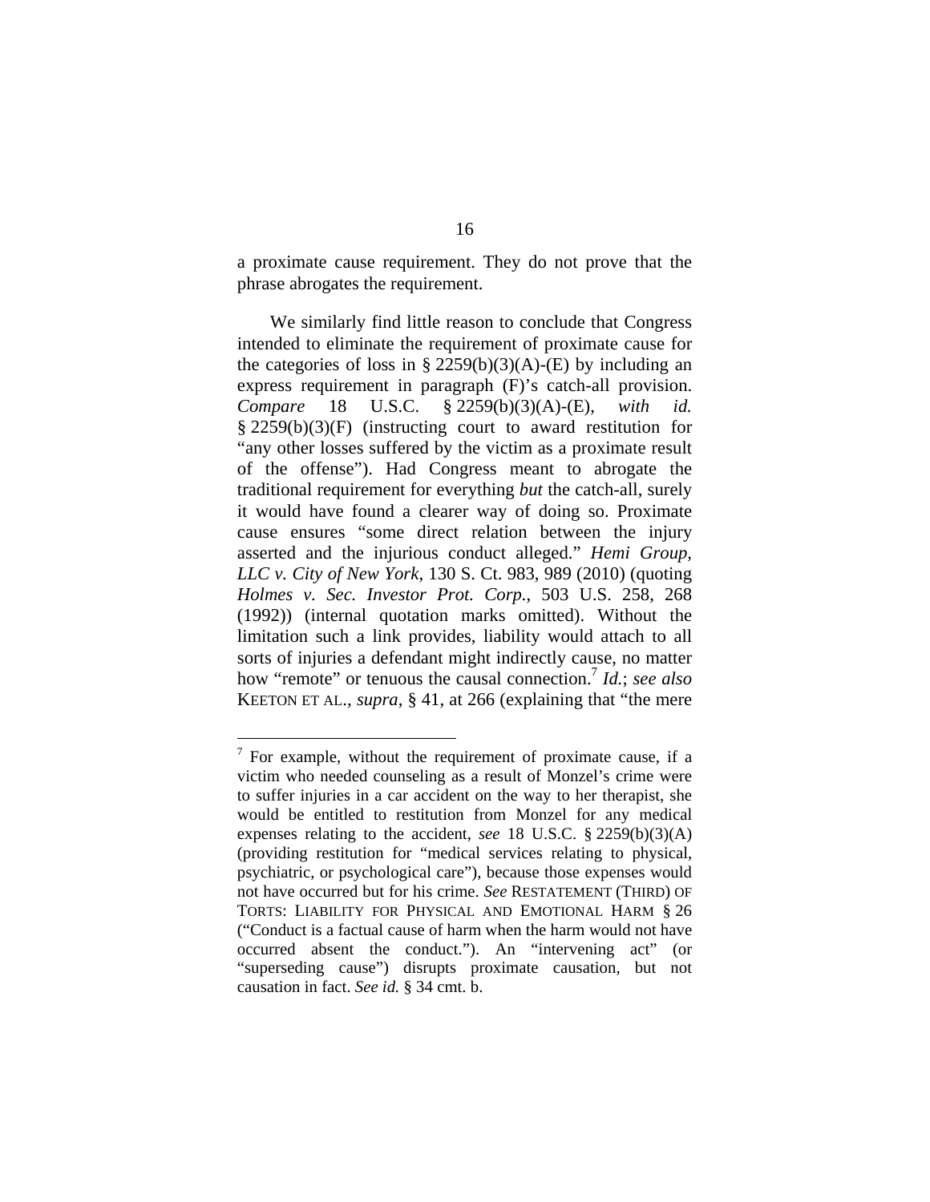a proximate cause requirement. They do not prove that the phrase abrogates the requirement.

We similarly find little reason to conclude that Congress intended to eliminate the requirement of proximate cause for the categories of loss in § 2259(b)(3)(A)-(E) by including an express requirement in paragraph (F)'s catch-all provision. *Compare* 18 U.S.C. § 2259(b)(3)(A)-(E), *with id.* § 2259(b)(3)(F) (instructing court to award restitution for "any other losses suffered by the victim as a proximate result of the offense"). Had Congress meant to abrogate the traditional requirement for everything *but* the catch-all, surely it would have found a clearer way of doing so. Proximate cause ensures "some direct relation between the injury asserted and the injurious conduct alleged." *Hemi Group, LLC v. City of New York*, 130 S. Ct. 983, 989 (2010) (quoting *Holmes v. Sec. Investor Prot. Corp.*, 503 U.S. 258, 268 (1992)) (internal quotation marks omitted). Without the limitation such a link provides, liability would attach to all sorts of injuries a defendant might indirectly cause, no matter how "remote" or tenuous the causal connection.[7] *Id.*; *see also* KEETON ET AL., *supra*, § 41, at 266 (explaining that "the mere

---

[7] For example, without the requirement of proximate cause, if a victim who needed counseling as a result of Monzel's crime were to suffer injuries in a car accident on the way to her therapist, she would be entitled to restitution from Monzel for any medical expenses relating to the accident, *see* 18 U.S.C. § 2259(b)(3)(A) (providing restitution for "medical services relating to physical, psychiatric, or psychological care"), because those expenses would not have occurred but for his crime. *See* RESTATEMENT (THIRD) OF TORTS: LIABILITY FOR PHYSICAL AND EMOTIONAL HARM § 26 ("Conduct is a factual cause of harm when the harm would not have occurred absent the conduct."). An "intervening act" (or "superseding cause") disrupts proximate causation, but not causation in fact. *See id.* § 34 cmt. b.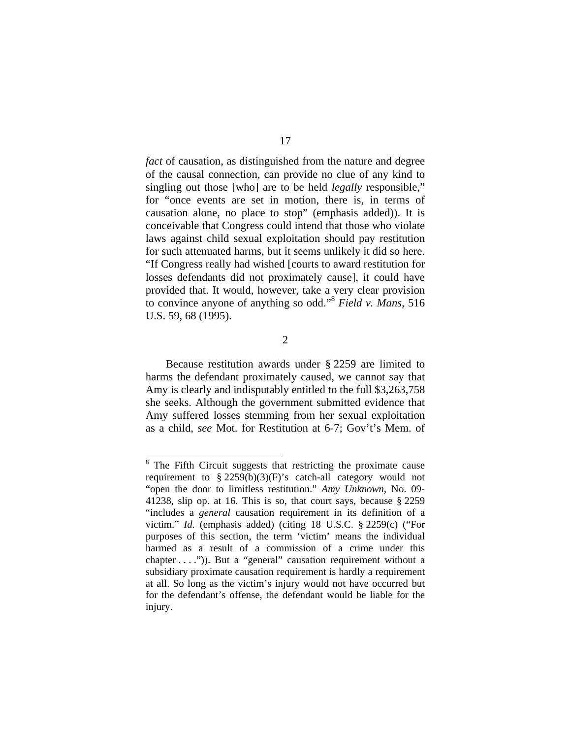*fact* of causation, as distinguished from the nature and degree of the causal connection, can provide no clue of any kind to singling out those [who] are to be held *legally* responsible," for "once events are set in motion, there is, in terms of causation alone, no place to stop" (emphasis added)). It is conceivable that Congress could intend that those who violate laws against child sexual exploitation should pay restitution for such attenuated harms, but it seems unlikely it did so here. "If Congress really had wished [courts to award restitution for losses defendants did not proximately cause], it could have provided that. It would, however, take a very clear provision to convince anyone of anything so odd."[8] *Field v. Mans*, 516 U.S. 59, 68 (1995).

2

Because restitution awards under § 2259 are limited to harms the defendant proximately caused, we cannot say that Amy is clearly and indisputably entitled to the full $3,263,758 she seeks. Although the government submitted evidence that Amy suffered losses stemming from her sexual exploitation as a child, *see* Mot. for Restitution at 6-7; Gov't's Mem. of

---

[8] The Fifth Circuit suggests that restricting the proximate cause requirement to § 2259(b)(3)(F)'s catch-all category would not "open the door to limitless restitution." *Amy Unknown*, No. 09-41238, slip op. at 16. This is so, that court says, because § 2259 "includes a *general* causation requirement in its definition of a victim." *Id.* (emphasis added) (citing 18 U.S.C. § 2259(c) ("For purposes of this section, the term 'victim' means the individual harmed as a result of a commission of a crime under this chapter . . . .")). But a "general" causation requirement without a subsidiary proximate causation requirement is hardly a requirement at all. So long as the victim's injury would not have occurred but for the defendant's offense, the defendant would be liable for the injury.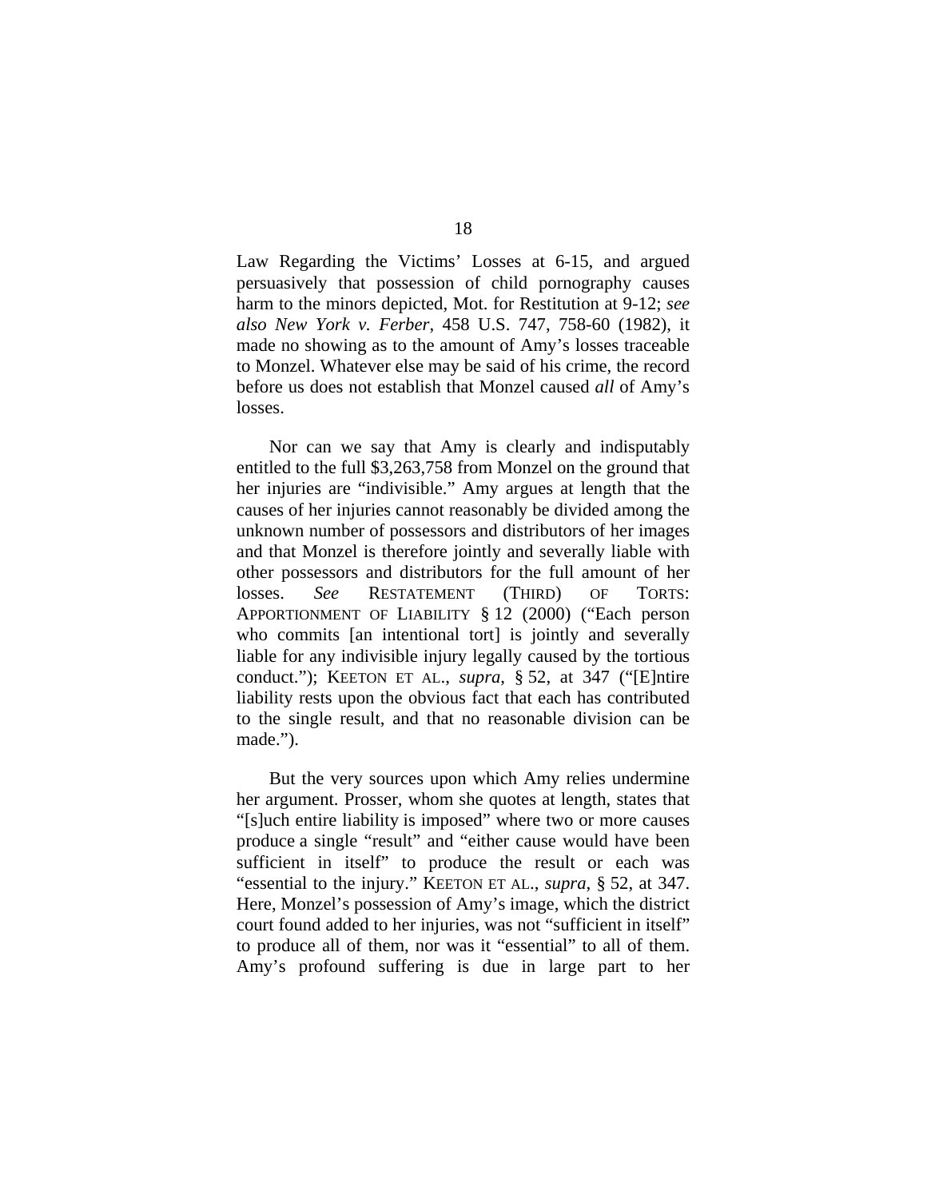Law Regarding the Victims' Losses at 6-15, and argued persuasively that possession of child pornography causes harm to the minors depicted, Mot. for Restitution at 9-12; *see also New York v. Ferber*, 458 U.S. 747, 758-60 (1982), it made no showing as to the amount of Amy's losses traceable to Monzel. Whatever else may be said of his crime, the record before us does not establish that Monzel caused *all* of Amy's losses.

Nor can we say that Amy is clearly and indisputably entitled to the full $3,263,758 from Monzel on the ground that her injuries are "indivisible." Amy argues at length that the causes of her injuries cannot reasonably be divided among the unknown number of possessors and distributors of her images and that Monzel is therefore jointly and severally liable with other possessors and distributors for the full amount of her losses. *See* RESTATEMENT (THIRD) OF TORTS: APPORTIONMENT OF LIABILITY § 12 (2000) ("Each person who commits [an intentional tort] is jointly and severally liable for any indivisible injury legally caused by the tortious conduct."); KEETON ET AL., *supra*, § 52, at 347 ("[E]ntire liability rests upon the obvious fact that each has contributed to the single result, and that no reasonable division can be made.").

But the very sources upon which Amy relies undermine her argument. Prosser, whom she quotes at length, states that "[s]uch entire liability is imposed" where two or more causes produce a single "result" and "either cause would have been sufficient in itself" to produce the result or each was "essential to the injury." KEETON ET AL., *supra*, § 52, at 347. Here, Monzel's possession of Amy's image, which the district court found added to her injuries, was not "sufficient in itself" to produce all of them, nor was it "essential" to all of them. Amy's profound suffering is due in large part to her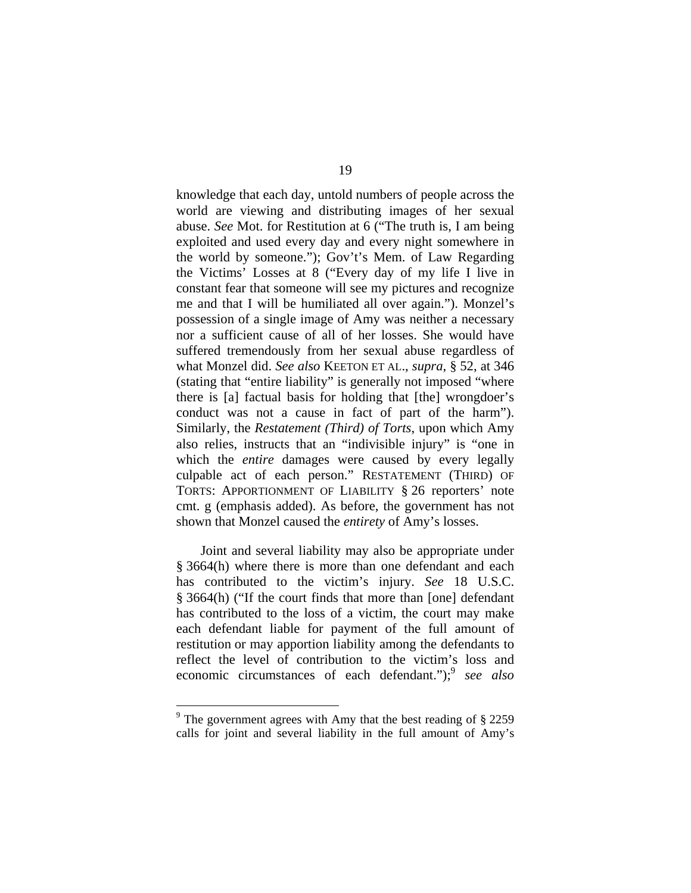knowledge that each day, untold numbers of people across the world are viewing and distributing images of her sexual abuse. *See* Mot. for Restitution at 6 ("The truth is, I am being exploited and used every day and every night somewhere in the world by someone."); Gov't's Mem. of Law Regarding the Victims' Losses at 8 ("Every day of my life I live in constant fear that someone will see my pictures and recognize me and that I will be humiliated all over again."). Monzel's possession of a single image of Amy was neither a necessary nor a sufficient cause of all of her losses. She would have suffered tremendously from her sexual abuse regardless of what Monzel did. *See also* KEETON ET AL., *supra*, § 52, at 346 (stating that "entire liability" is generally not imposed "where there is [a] factual basis for holding that [the] wrongdoer's conduct was not a cause in fact of part of the harm"). Similarly, the *Restatement (Third) of Torts*, upon which Amy also relies, instructs that an "indivisible injury" is "one in which the *entire* damages were caused by every legally culpable act of each person." RESTATEMENT (THIRD) OF TORTS: APPORTIONMENT OF LIABILITY § 26 reporters' note cmt. g (emphasis added). As before, the government has not shown that Monzel caused the *entirety* of Amy's losses.

Joint and several liability may also be appropriate under § 3664(h) where there is more than one defendant and each has contributed to the victim's injury. *See* 18 U.S.C. § 3664(h) ("If the court finds that more than [one] defendant has contributed to the loss of a victim, the court may make each defendant liable for payment of the full amount of restitution or may apportion liability among the defendants to reflect the level of contribution to the victim's loss and economic circumstances of each defendant.");[9] *see also*

[9] The government agrees with Amy that the best reading of § 2259 calls for joint and several liability in the full amount of Amy's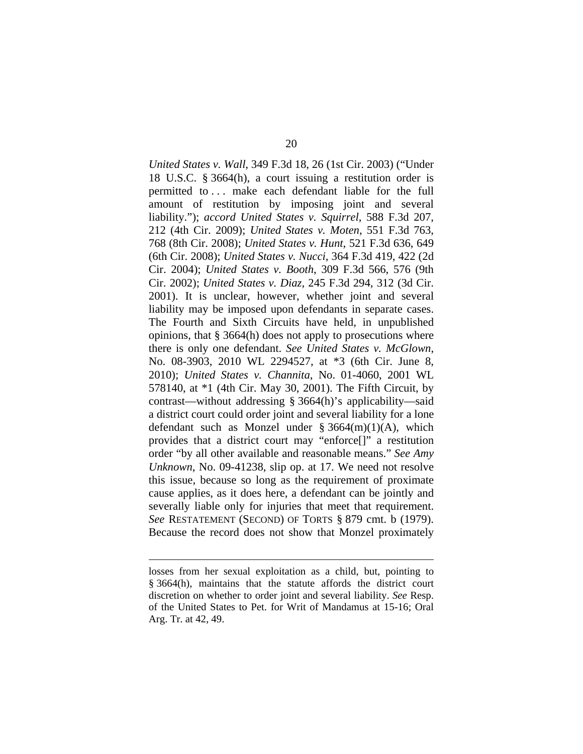*United States v. Wall*, 349 F.3d 18, 26 (1st Cir. 2003) ("Under 18 U.S.C. § 3664(h), a court issuing a restitution order is permitted to . . . make each defendant liable for the full amount of restitution by imposing joint and several liability."); *accord United States v. Squirrel*, 588 F.3d 207, 212 (4th Cir. 2009); *United States v. Moten*, 551 F.3d 763, 768 (8th Cir. 2008); *United States v. Hunt*, 521 F.3d 636, 649 (6th Cir. 2008); *United States v. Nucci*, 364 F.3d 419, 422 (2d Cir. 2004); *United States v. Booth*, 309 F.3d 566, 576 (9th Cir. 2002); *United States v. Diaz*, 245 F.3d 294, 312 (3d Cir. 2001). It is unclear, however, whether joint and several liability may be imposed upon defendants in separate cases. The Fourth and Sixth Circuits have held, in unpublished opinions, that § 3664(h) does not apply to prosecutions where there is only one defendant. *See United States v. McGlown*, No. 08-3903, 2010 WL 2294527, at *3 (6th Cir. June 8, 2010); *United States v. Channita*, No. 01-4060, 2001 WL 578140, at *1 (4th Cir. May 30, 2001). The Fifth Circuit, by contrast—without addressing § 3664(h)'s applicability—said a district court could order joint and several liability for a lone defendant such as Monzel under § 3664(m)(1)(A), which provides that a district court may "enforce[]" a restitution order "by all other available and reasonable means." *See Amy Unknown*, No. 09-41238, slip op. at 17. We need not resolve this issue, because so long as the requirement of proximate cause applies, as it does here, a defendant can be jointly and severally liable only for injuries that meet that requirement. *See* RESTATEMENT (SECOND) OF TORTS § 879 cmt. b (1979). Because the record does not show that Monzel proximately

---

losses from her sexual exploitation as a child, but, pointing to § 3664(h), maintains that the statute affords the district court discretion on whether to order joint and several liability. *See* Resp. of the United States to Pet. for Writ of Mandamus at 15-16; Oral Arg. Tr. at 42, 49.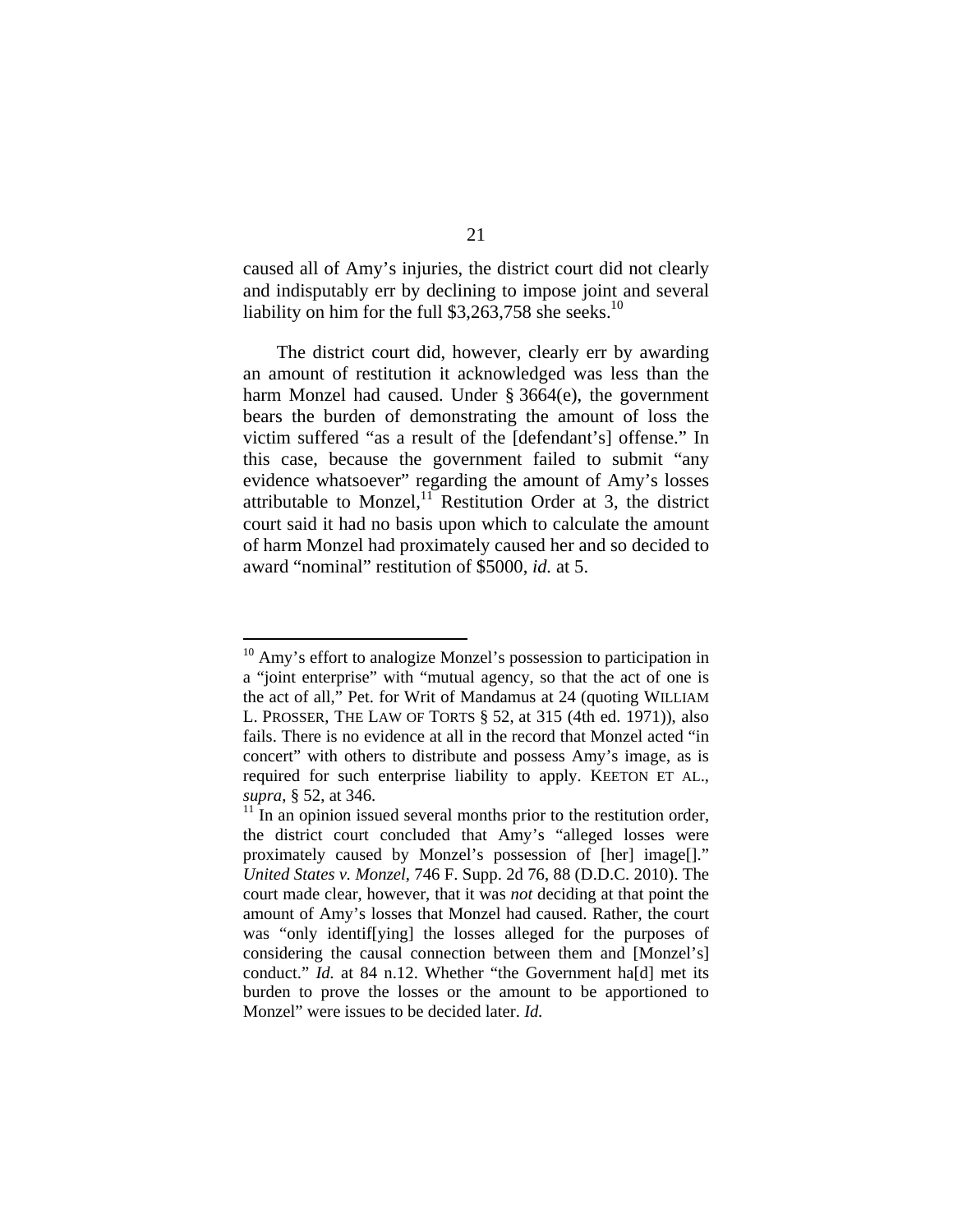caused all of Amy's injuries, the district court did not clearly and indisputably err by declining to impose joint and several liability on him for the full $3,263,758 she seeks.[10]

The district court did, however, clearly err by awarding an amount of restitution it acknowledged was less than the harm Monzel had caused. Under § 3664(e), the government bears the burden of demonstrating the amount of loss the victim suffered "as a result of the [defendant's] offense." In this case, because the government failed to submit "any evidence whatsoever" regarding the amount of Amy's losses attributable to Monzel,[11] Restitution Order at 3, the district court said it had no basis upon which to calculate the amount of harm Monzel had proximately caused her and so decided to award "nominal" restitution of $5000, *id.* at 5.

---

[10] Amy's effort to analogize Monzel's possession to participation in a "joint enterprise" with "mutual agency, so that the act of one is the act of all," Pet. for Writ of Mandamus at 24 (quoting WILLIAM L. PROSSER, THE LAW OF TORTS § 52, at 315 (4th ed. 1971)), also fails. There is no evidence at all in the record that Monzel acted "in concert" with others to distribute and possess Amy's image, as is required for such enterprise liability to apply. KEETON ET AL., *supra*, § 52, at 346.

[11] In an opinion issued several months prior to the restitution order, the district court concluded that Amy's "alleged losses were proximately caused by Monzel's possession of [her] image[]." *United States v. Monzel*, 746 F. Supp. 2d 76, 88 (D.D.C. 2010). The court made clear, however, that it was *not* deciding at that point the amount of Amy's losses that Monzel had caused. Rather, the court was "only identif[ying] the losses alleged for the purposes of considering the causal connection between them and [Monzel's] conduct." *Id.* at 84 n.12. Whether "the Government ha[d] met its burden to prove the losses or the amount to be apportioned to Monzel" were issues to be decided later. *Id.*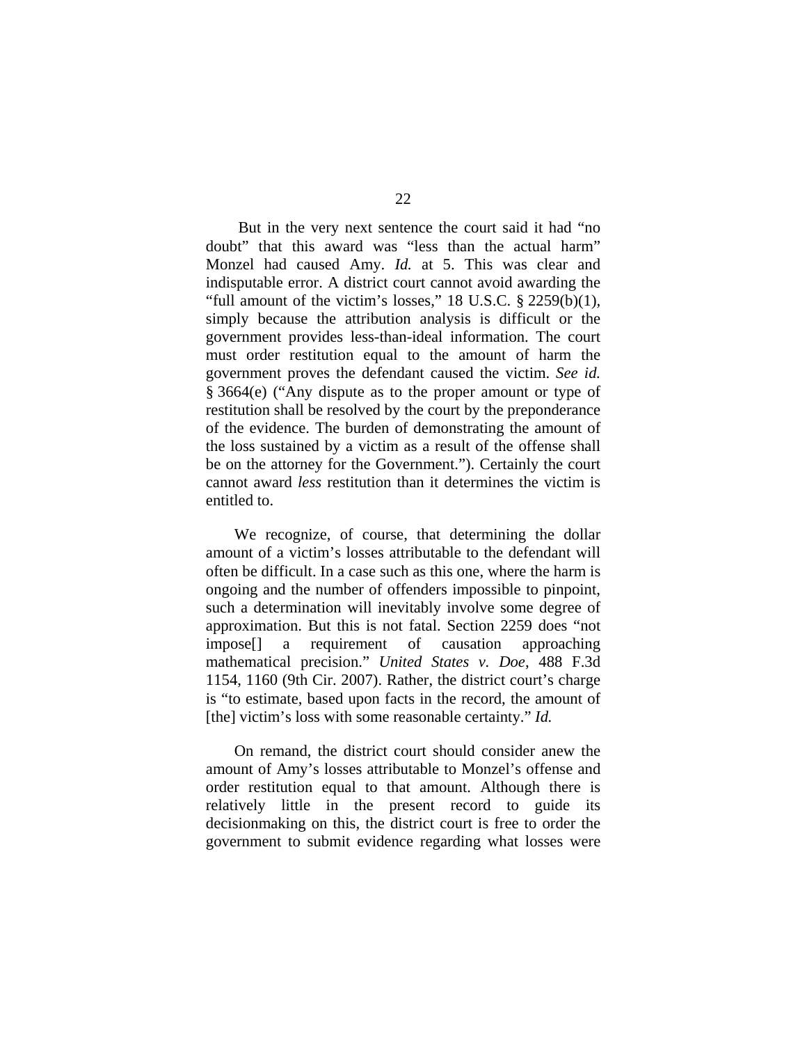But in the very next sentence the court said it had "no doubt" that this award was "less than the actual harm" Monzel had caused Amy. *Id.* at 5. This was clear and indisputable error. A district court cannot avoid awarding the "full amount of the victim's losses," 18 U.S.C. § 2259(b)(1), simply because the attribution analysis is difficult or the government provides less-than-ideal information. The court must order restitution equal to the amount of harm the government proves the defendant caused the victim. *See id.* § 3664(e) ("Any dispute as to the proper amount or type of restitution shall be resolved by the court by the preponderance of the evidence. The burden of demonstrating the amount of the loss sustained by a victim as a result of the offense shall be on the attorney for the Government."). Certainly the court cannot award *less* restitution than it determines the victim is entitled to.

We recognize, of course, that determining the dollar amount of a victim's losses attributable to the defendant will often be difficult. In a case such as this one, where the harm is ongoing and the number of offenders impossible to pinpoint, such a determination will inevitably involve some degree of approximation. But this is not fatal. Section 2259 does "not impose[] a requirement of causation approaching mathematical precision." *United States v. Doe*, 488 F.3d 1154, 1160 (9th Cir. 2007). Rather, the district court's charge is "to estimate, based upon facts in the record, the amount of [the] victim's loss with some reasonable certainty." *Id.*

On remand, the district court should consider anew the amount of Amy's losses attributable to Monzel's offense and order restitution equal to that amount. Although there is relatively little in the present record to guide its decisionmaking on this, the district court is free to order the government to submit evidence regarding what losses were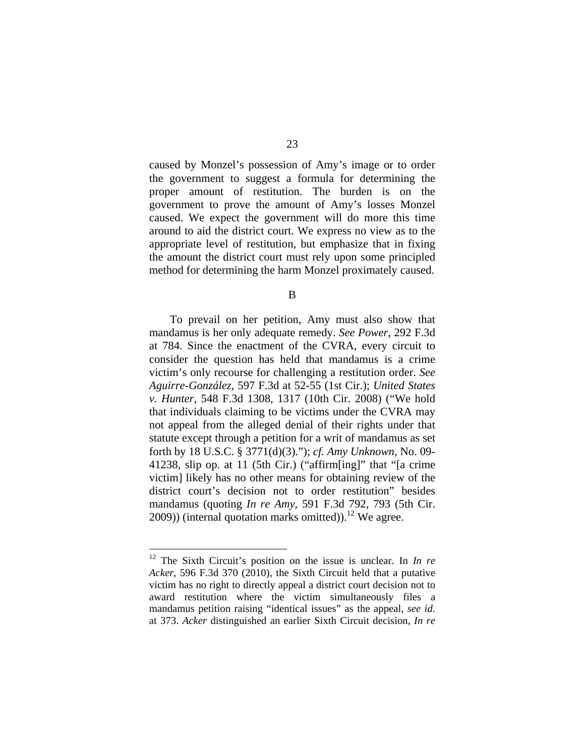caused by Monzel's possession of Amy's image or to order the government to suggest a formula for determining the proper amount of restitution. The burden is on the government to prove the amount of Amy's losses Monzel caused. We expect the government will do more this time around to aid the district court. We express no view as to the appropriate level of restitution, but emphasize that in fixing the amount the district court must rely upon some principled method for determining the harm Monzel proximately caused.

## B

To prevail on her petition, Amy must also show that mandamus is her only adequate remedy. *See Power*, 292 F.3d at 784. Since the enactment of the CVRA, every circuit to consider the question has held that mandamus is a crime victim's only recourse for challenging a restitution order. *See Aguirre-González*, 597 F.3d at 52-55 (1st Cir.); *United States v. Hunter*, 548 F.3d 1308, 1317 (10th Cir. 2008) ("We hold that individuals claiming to be victims under the CVRA may not appeal from the alleged denial of their rights under that statute except through a petition for a writ of mandamus as set forth by 18 U.S.C. § 3771(d)(3)."); *cf. Amy Unknown*, No. 09-41238, slip op. at 11 (5th Cir.) ("affirm[ing]" that "[a crime victim] likely has no other means for obtaining review of the district court's decision not to order restitution" besides mandamus (quoting *In re Amy*, 591 F.3d 792, 793 (5th Cir. 2009)) (internal quotation marks omitted)).[12] We agree.

---

[12] The Sixth Circuit's position on the issue is unclear. In *In re Acker*, 596 F.3d 370 (2010), the Sixth Circuit held that a putative victim has no right to directly appeal a district court decision not to award restitution where the victim simultaneously files a mandamus petition raising "identical issues" as the appeal, *see id.* at 373. *Acker* distinguished an earlier Sixth Circuit decision, *In re*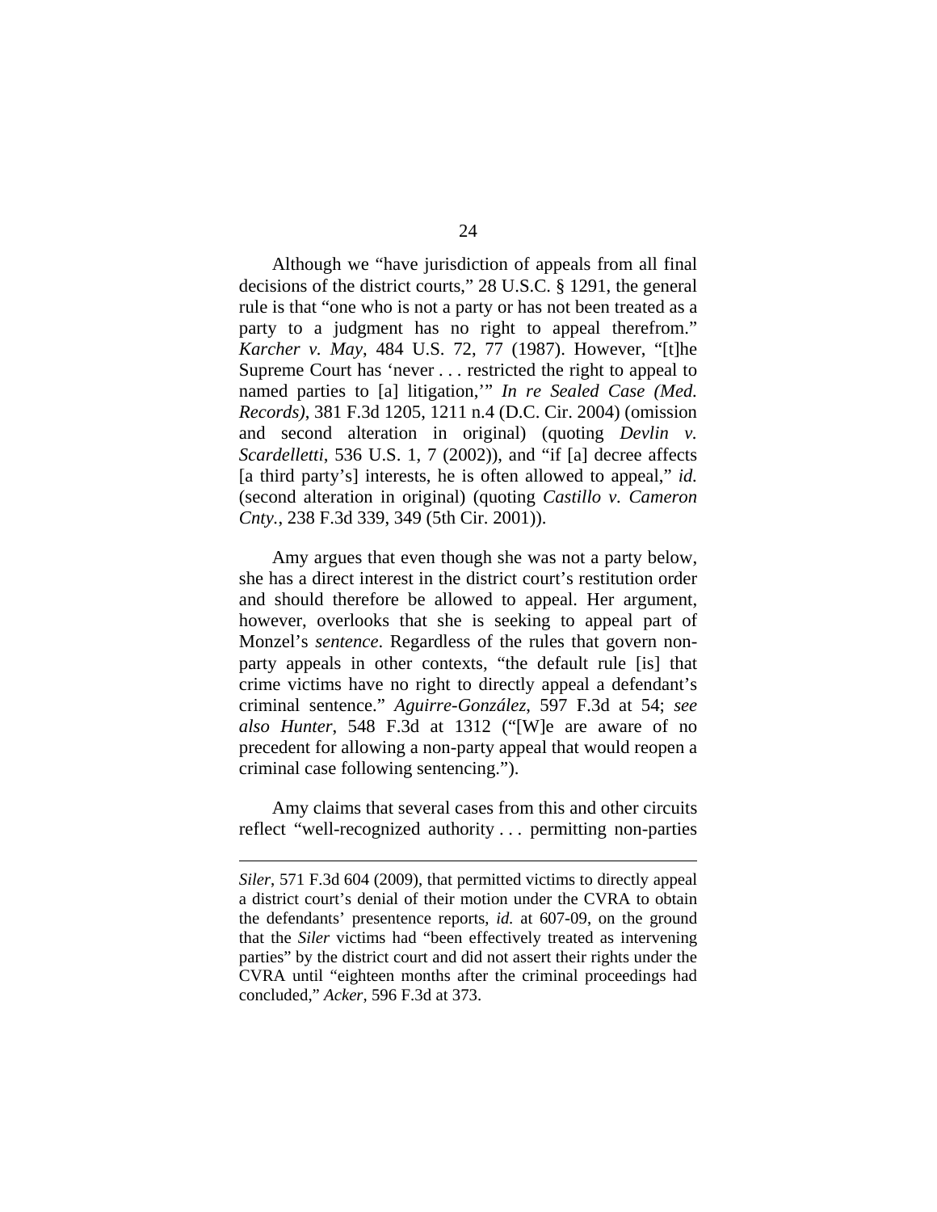Although we "have jurisdiction of appeals from all final decisions of the district courts," 28 U.S.C. § 1291, the general rule is that "one who is not a party or has not been treated as a party to a judgment has no right to appeal therefrom." *Karcher v. May*, 484 U.S. 72, 77 (1987). However, "[t]he Supreme Court has 'never . . . restricted the right to appeal to named parties to [a] litigation,'" *In re Sealed Case (Med. Records)*, 381 F.3d 1205, 1211 n.4 (D.C. Cir. 2004) (omission and second alteration in original) (quoting *Devlin v. Scardelletti*, 536 U.S. 1, 7 (2002)), and "if [a] decree affects [a third party's] interests, he is often allowed to appeal," *id.* (second alteration in original) (quoting *Castillo v. Cameron Cnty.*, 238 F.3d 339, 349 (5th Cir. 2001)).

Amy argues that even though she was not a party below, she has a direct interest in the district court's restitution order and should therefore be allowed to appeal. Her argument, however, overlooks that she is seeking to appeal part of Monzel's *sentence*. Regardless of the rules that govern non-party appeals in other contexts, "the default rule [is] that crime victims have no right to directly appeal a defendant's criminal sentence." *Aguirre-González*, 597 F.3d at 54; *see also Hunter*, 548 F.3d at 1312 ("[W]e are aware of no precedent for allowing a non-party appeal that would reopen a criminal case following sentencing.").

Amy claims that several cases from this and other circuits reflect "well-recognized authority . . . permitting non-parties

---

*Siler*, 571 F.3d 604 (2009), that permitted victims to directly appeal a district court's denial of their motion under the CVRA to obtain the defendants' presentence reports, *id.* at 607-09, on the ground that the *Siler* victims had "been effectively treated as intervening parties" by the district court and did not assert their rights under the CVRA until "eighteen months after the criminal proceedings had concluded," *Acker*, 596 F.3d at 373.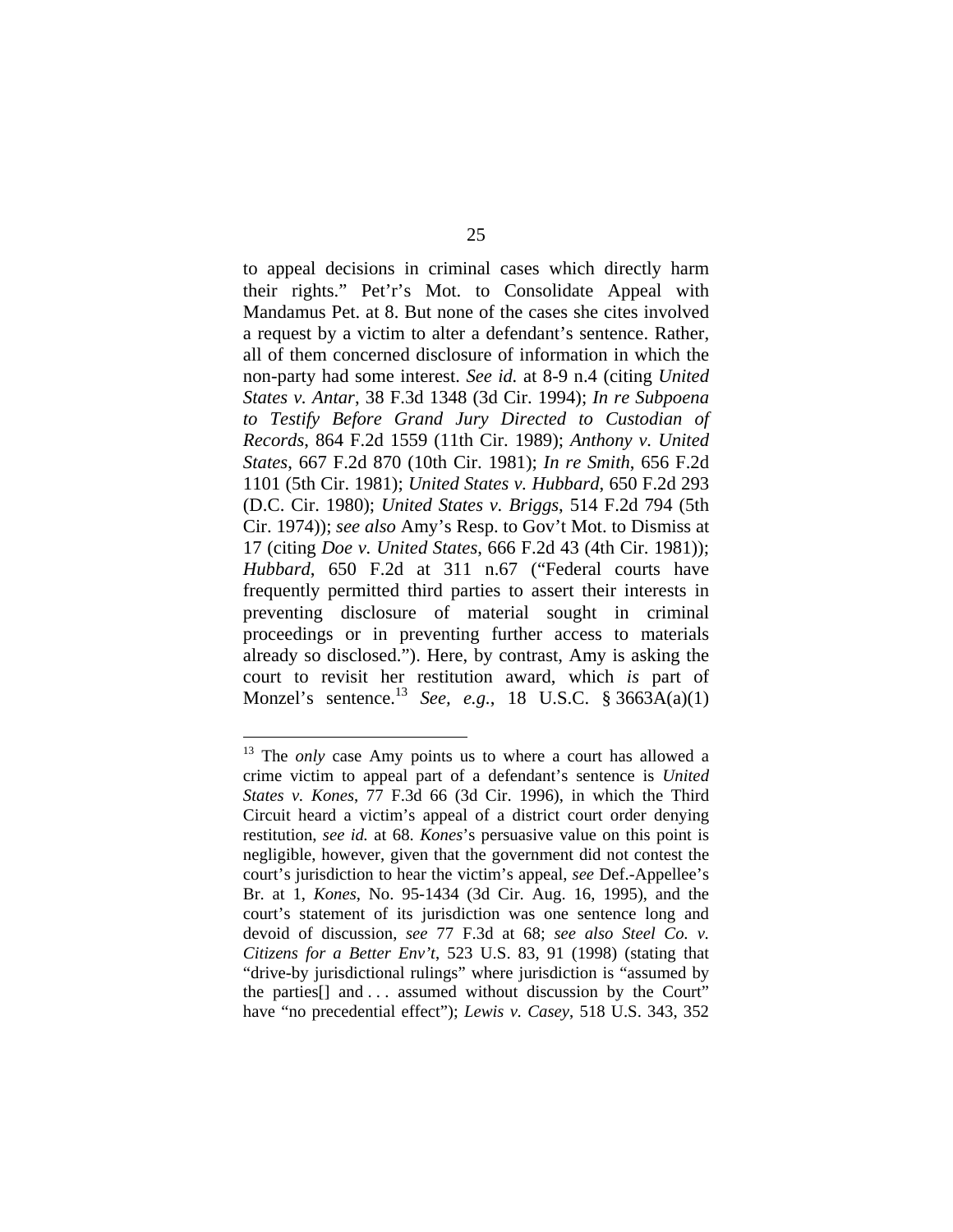to appeal decisions in criminal cases which directly harm their rights." Pet'r's Mot. to Consolidate Appeal with Mandamus Pet. at 8. But none of the cases she cites involved a request by a victim to alter a defendant's sentence. Rather, all of them concerned disclosure of information in which the non-party had some interest. *See id.* at 8-9 n.4 (citing *United States v. Antar*, 38 F.3d 1348 (3d Cir. 1994); *In re Subpoena to Testify Before Grand Jury Directed to Custodian of Records*, 864 F.2d 1559 (11th Cir. 1989); *Anthony v. United States*, 667 F.2d 870 (10th Cir. 1981); *In re Smith*, 656 F.2d 1101 (5th Cir. 1981); *United States v. Hubbard*, 650 F.2d 293 (D.C. Cir. 1980); *United States v. Briggs*, 514 F.2d 794 (5th Cir. 1974)); *see also* Amy's Resp. to Gov't Mot. to Dismiss at 17 (citing *Doe v. United States*, 666 F.2d 43 (4th Cir. 1981)); *Hubbard*, 650 F.2d at 311 n.67 ("Federal courts have frequently permitted third parties to assert their interests in preventing disclosure of material sought in criminal proceedings or in preventing further access to materials already so disclosed."). Here, by contrast, Amy is asking the court to revisit her restitution award, which *is* part of Monzel's sentence.[13] *See, e.g.*, 18 U.S.C. § 3663A(a)(1)

---

[13] The *only* case Amy points us to where a court has allowed a crime victim to appeal part of a defendant's sentence is *United States v. Kones*, 77 F.3d 66 (3d Cir. 1996), in which the Third Circuit heard a victim's appeal of a district court order denying restitution, *see id.* at 68. *Kones*'s persuasive value on this point is negligible, however, given that the government did not contest the court's jurisdiction to hear the victim's appeal, *see* Def.-Appellee's Br. at 1, *Kones*, No. 95-1434 (3d Cir. Aug. 16, 1995), and the court's statement of its jurisdiction was one sentence long and devoid of discussion, *see* 77 F.3d at 68; *see also Steel Co. v. Citizens for a Better Env't*, 523 U.S. 83, 91 (1998) (stating that "drive-by jurisdictional rulings" where jurisdiction is "assumed by the parties[] and . . . assumed without discussion by the Court" have "no precedential effect"); *Lewis v. Casey*, 518 U.S. 343, 352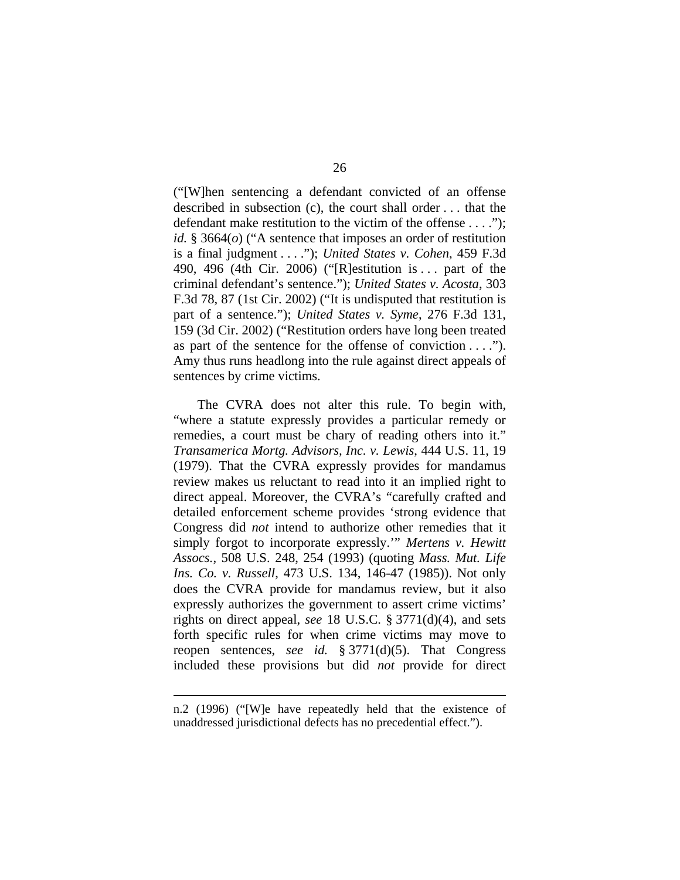("[W]hen sentencing a defendant convicted of an offense described in subsection (c), the court shall order . . . that the defendant make restitution to the victim of the offense . . . ."); *id.* § 3664(*o*) ("A sentence that imposes an order of restitution is a final judgment . . . ."); *United States v. Cohen*, 459 F.3d 490, 496 (4th Cir. 2006) ("[R]estitution is . . . part of the criminal defendant's sentence."); *United States v. Acosta*, 303 F.3d 78, 87 (1st Cir. 2002) ("It is undisputed that restitution is part of a sentence."); *United States v. Syme*, 276 F.3d 131, 159 (3d Cir. 2002) ("Restitution orders have long been treated as part of the sentence for the offense of conviction . . . ."). Amy thus runs headlong into the rule against direct appeals of sentences by crime victims.

The CVRA does not alter this rule. To begin with, "where a statute expressly provides a particular remedy or remedies, a court must be chary of reading others into it." *Transamerica Mortg. Advisors, Inc. v. Lewis*, 444 U.S. 11, 19 (1979). That the CVRA expressly provides for mandamus review makes us reluctant to read into it an implied right to direct appeal. Moreover, the CVRA's "carefully crafted and detailed enforcement scheme provides 'strong evidence that Congress did *not* intend to authorize other remedies that it simply forgot to incorporate expressly.'" *Mertens v. Hewitt Assocs.*, 508 U.S. 248, 254 (1993) (quoting *Mass. Mut. Life Ins. Co. v. Russell*, 473 U.S. 134, 146-47 (1985)). Not only does the CVRA provide for mandamus review, but it also expressly authorizes the government to assert crime victims' rights on direct appeal, *see* 18 U.S.C. § 3771(d)(4), and sets forth specific rules for when crime victims may move to reopen sentences, *see id.* § 3771(d)(5). That Congress included these provisions but did *not* provide for direct

n.2 (1996) ("[W]e have repeatedly held that the existence of unaddressed jurisdictional defects has no precedential effect.").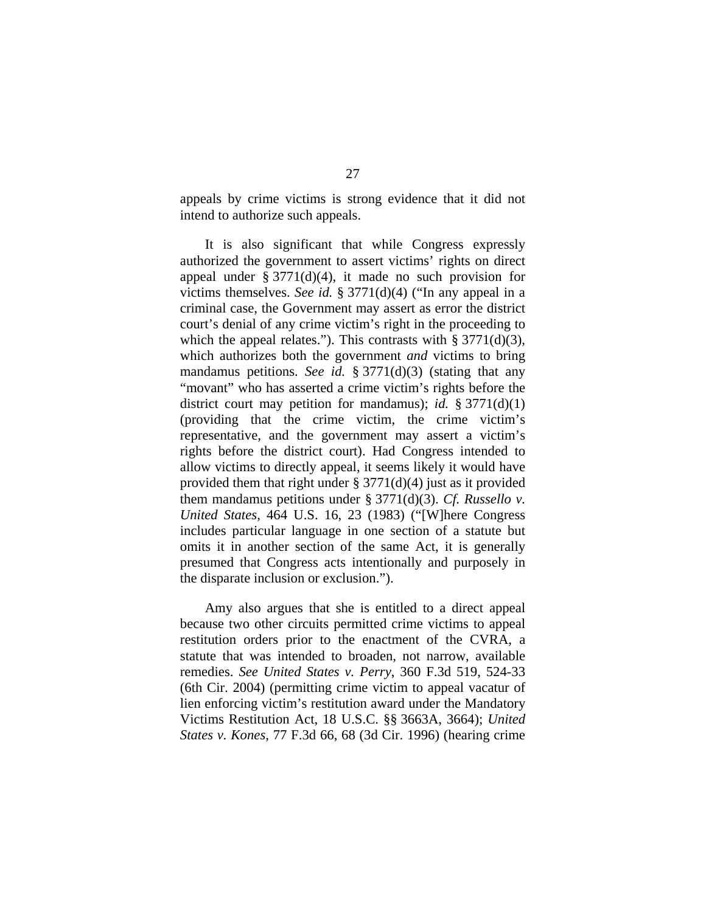appeals by crime victims is strong evidence that it did not intend to authorize such appeals.

It is also significant that while Congress expressly authorized the government to assert victims' rights on direct appeal under § 3771(d)(4), it made no such provision for victims themselves. *See id.* § 3771(d)(4) ("In any appeal in a criminal case, the Government may assert as error the district court's denial of any crime victim's right in the proceeding to which the appeal relates."). This contrasts with § 3771(d)(3), which authorizes both the government *and* victims to bring mandamus petitions. *See id.* § 3771(d)(3) (stating that any "movant" who has asserted a crime victim's rights before the district court may petition for mandamus); *id.* § 3771(d)(1) (providing that the crime victim, the crime victim's representative, and the government may assert a victim's rights before the district court). Had Congress intended to allow victims to directly appeal, it seems likely it would have provided them that right under § 3771(d)(4) just as it provided them mandamus petitions under § 3771(d)(3). *Cf. Russello v. United States*, 464 U.S. 16, 23 (1983) ("[W]here Congress includes particular language in one section of a statute but omits it in another section of the same Act, it is generally presumed that Congress acts intentionally and purposely in the disparate inclusion or exclusion.").

Amy also argues that she is entitled to a direct appeal because two other circuits permitted crime victims to appeal restitution orders prior to the enactment of the CVRA, a statute that was intended to broaden, not narrow, available remedies. *See United States v. Perry*, 360 F.3d 519, 524-33 (6th Cir. 2004) (permitting crime victim to appeal vacatur of lien enforcing victim's restitution award under the Mandatory Victims Restitution Act, 18 U.S.C. §§ 3663A, 3664); *United States v. Kones*, 77 F.3d 66, 68 (3d Cir. 1996) (hearing crime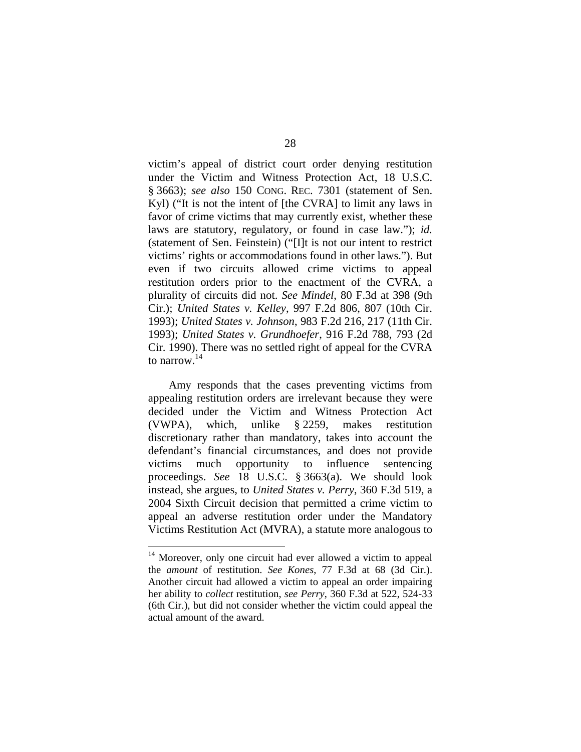victim's appeal of district court order denying restitution under the Victim and Witness Protection Act, 18 U.S.C. § 3663); *see also* 150 CONG. REC. 7301 (statement of Sen. Kyl) ("It is not the intent of [the CVRA] to limit any laws in favor of crime victims that may currently exist, whether these laws are statutory, regulatory, or found in case law."); *id.* (statement of Sen. Feinstein) ("[I]t is not our intent to restrict victims' rights or accommodations found in other laws."). But even if two circuits allowed crime victims to appeal restitution orders prior to the enactment of the CVRA, a plurality of circuits did not. *See Mindel*, 80 F.3d at 398 (9th Cir.); *United States v. Kelley*, 997 F.2d 806, 807 (10th Cir. 1993); *United States v. Johnson*, 983 F.2d 216, 217 (11th Cir. 1993); *United States v. Grundhoefer*, 916 F.2d 788, 793 (2d Cir. 1990). There was no settled right of appeal for the CVRA to narrow.[14]

Amy responds that the cases preventing victims from appealing restitution orders are irrelevant because they were decided under the Victim and Witness Protection Act (VWPA), which, unlike § 2259, makes restitution discretionary rather than mandatory, takes into account the defendant's financial circumstances, and does not provide victims much opportunity to influence sentencing proceedings. *See* 18 U.S.C. § 3663(a). We should look instead, she argues, to *United States v. Perry*, 360 F.3d 519, a 2004 Sixth Circuit decision that permitted a crime victim to appeal an adverse restitution order under the Mandatory Victims Restitution Act (MVRA), a statute more analogous to

---

[14] Moreover, only one circuit had ever allowed a victim to appeal the *amount* of restitution. *See Kones*, 77 F.3d at 68 (3d Cir.). Another circuit had allowed a victim to appeal an order impairing her ability to *collect* restitution, *see Perry*, 360 F.3d at 522, 524-33 (6th Cir.), but did not consider whether the victim could appeal the actual amount of the award.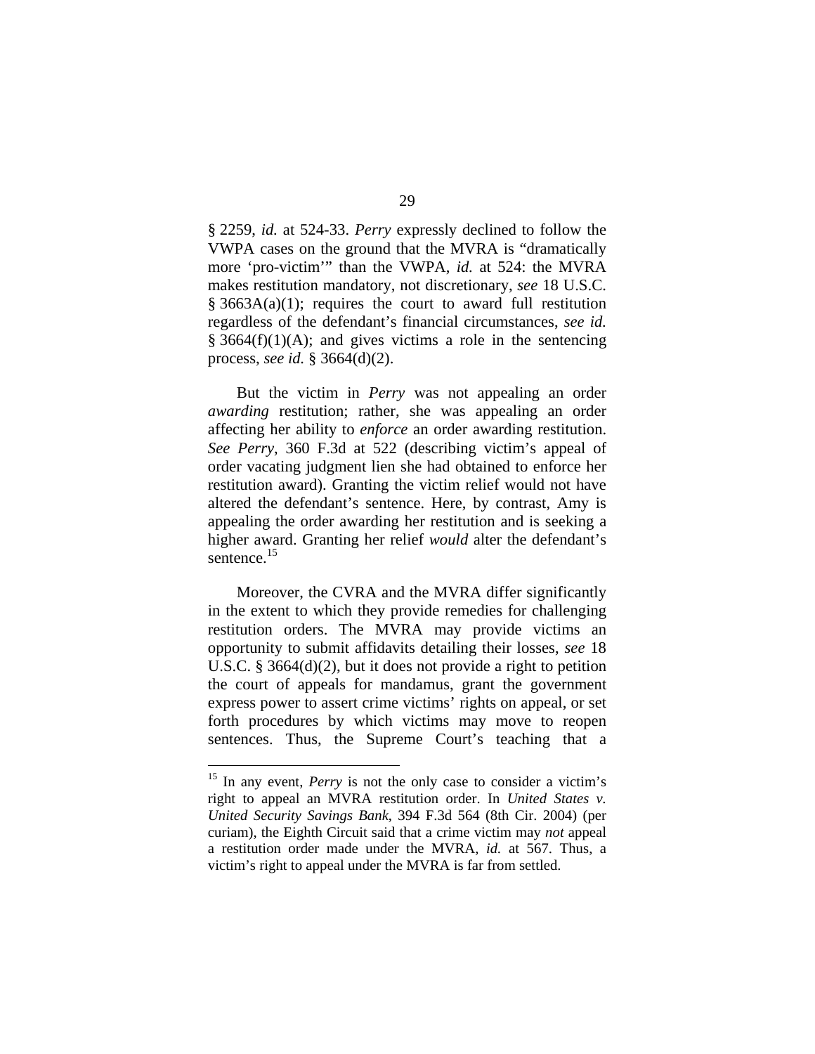§ 2259, *id.* at 524-33. *Perry* expressly declined to follow the VWPA cases on the ground that the MVRA is "dramatically more 'pro-victim'" than the VWPA, *id.* at 524: the MVRA makes restitution mandatory, not discretionary, *see* 18 U.S.C. § 3663A(a)(1); requires the court to award full restitution regardless of the defendant's financial circumstances, *see id.* § 3664(f)(1)(A); and gives victims a role in the sentencing process, *see id.* § 3664(d)(2).

But the victim in *Perry* was not appealing an order *awarding* restitution; rather, she was appealing an order affecting her ability to *enforce* an order awarding restitution. *See Perry*, 360 F.3d at 522 (describing victim's appeal of order vacating judgment lien she had obtained to enforce her restitution award). Granting the victim relief would not have altered the defendant's sentence. Here, by contrast, Amy is appealing the order awarding her restitution and is seeking a higher award. Granting her relief *would* alter the defendant's sentence.[15]

Moreover, the CVRA and the MVRA differ significantly in the extent to which they provide remedies for challenging restitution orders. The MVRA may provide victims an opportunity to submit affidavits detailing their losses, *see* 18 U.S.C. § 3664(d)(2), but it does not provide a right to petition the court of appeals for mandamus, grant the government express power to assert crime victims' rights on appeal, or set forth procedures by which victims may move to reopen sentences. Thus, the Supreme Court's teaching that a

---

[15] In any event, *Perry* is not the only case to consider a victim's right to appeal an MVRA restitution order. In *United States v. United Security Savings Bank*, 394 F.3d 564 (8th Cir. 2004) (per curiam), the Eighth Circuit said that a crime victim may *not* appeal a restitution order made under the MVRA, *id.* at 567. Thus, a victim's right to appeal under the MVRA is far from settled.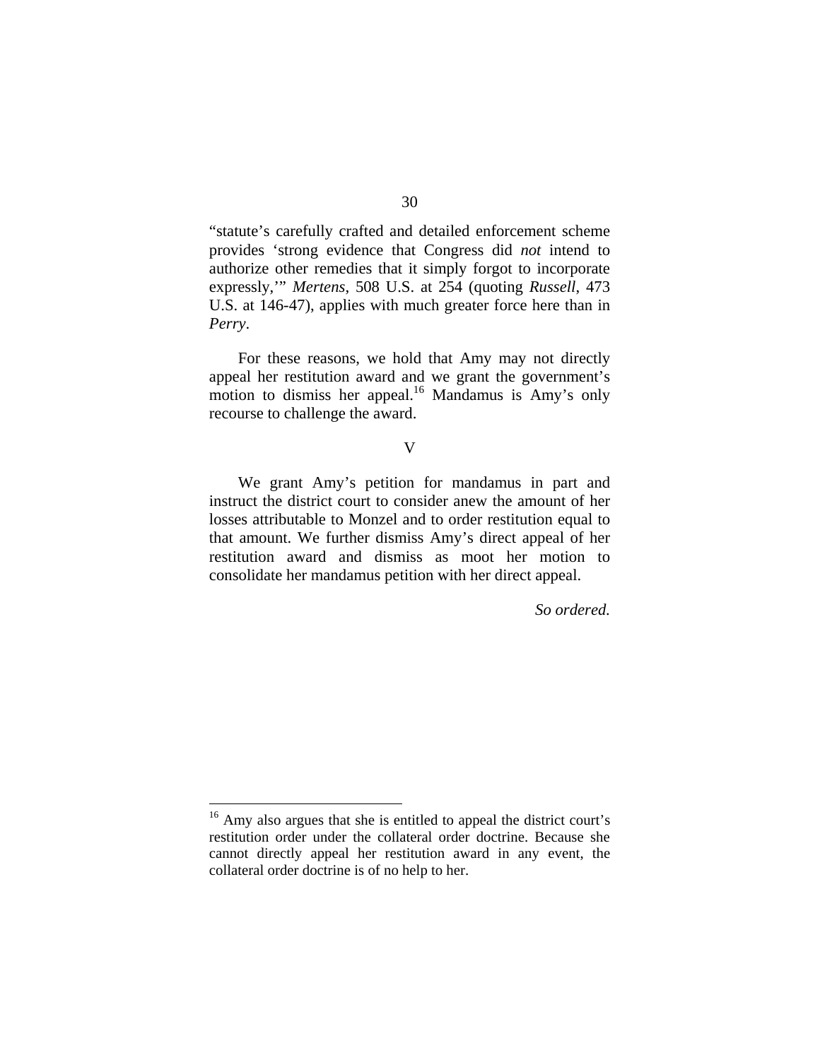"statute's carefully crafted and detailed enforcement scheme provides 'strong evidence that Congress did *not* intend to authorize other remedies that it simply forgot to incorporate expressly,'" *Mertens*, 508 U.S. at 254 (quoting *Russell*, 473 U.S. at 146-47), applies with much greater force here than in *Perry*.

For these reasons, we hold that Amy may not directly appeal her restitution award and we grant the government's motion to dismiss her appeal.[16] Mandamus is Amy's only recourse to challenge the award.

## V

We grant Amy's petition for mandamus in part and instruct the district court to consider anew the amount of her losses attributable to Monzel and to order restitution equal to that amount. We further dismiss Amy's direct appeal of her restitution award and dismiss as moot her motion to consolidate her mandamus petition with her direct appeal.

*So ordered.*

---

[16] Amy also argues that she is entitled to appeal the district court's restitution order under the collateral order doctrine. Because she cannot directly appeal her restitution award in any event, the collateral order doctrine is of no help to her.